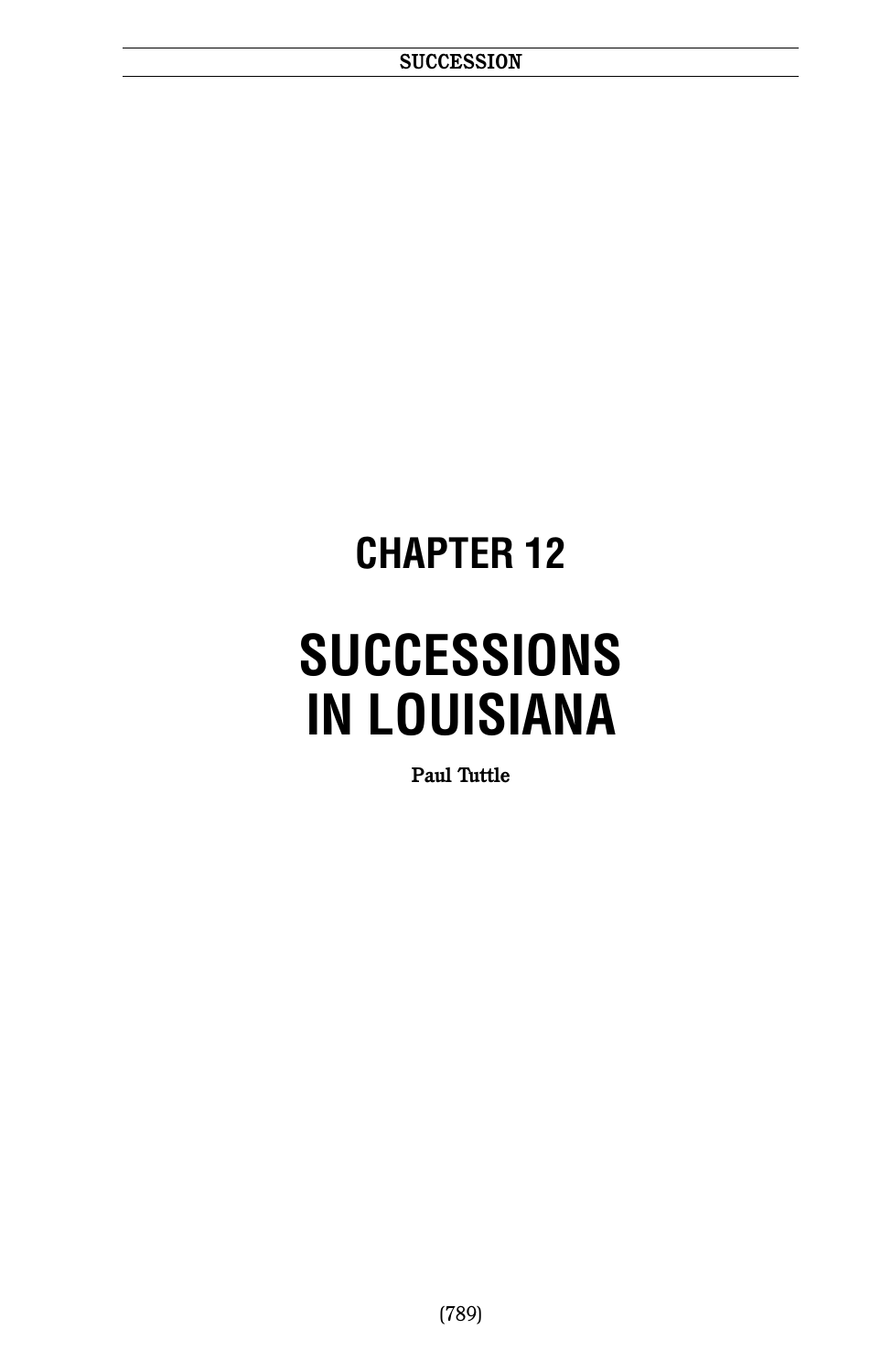# CHAPTER 12

# SUCCESSIONS IN LOUISIANA

**Paul Tuttle**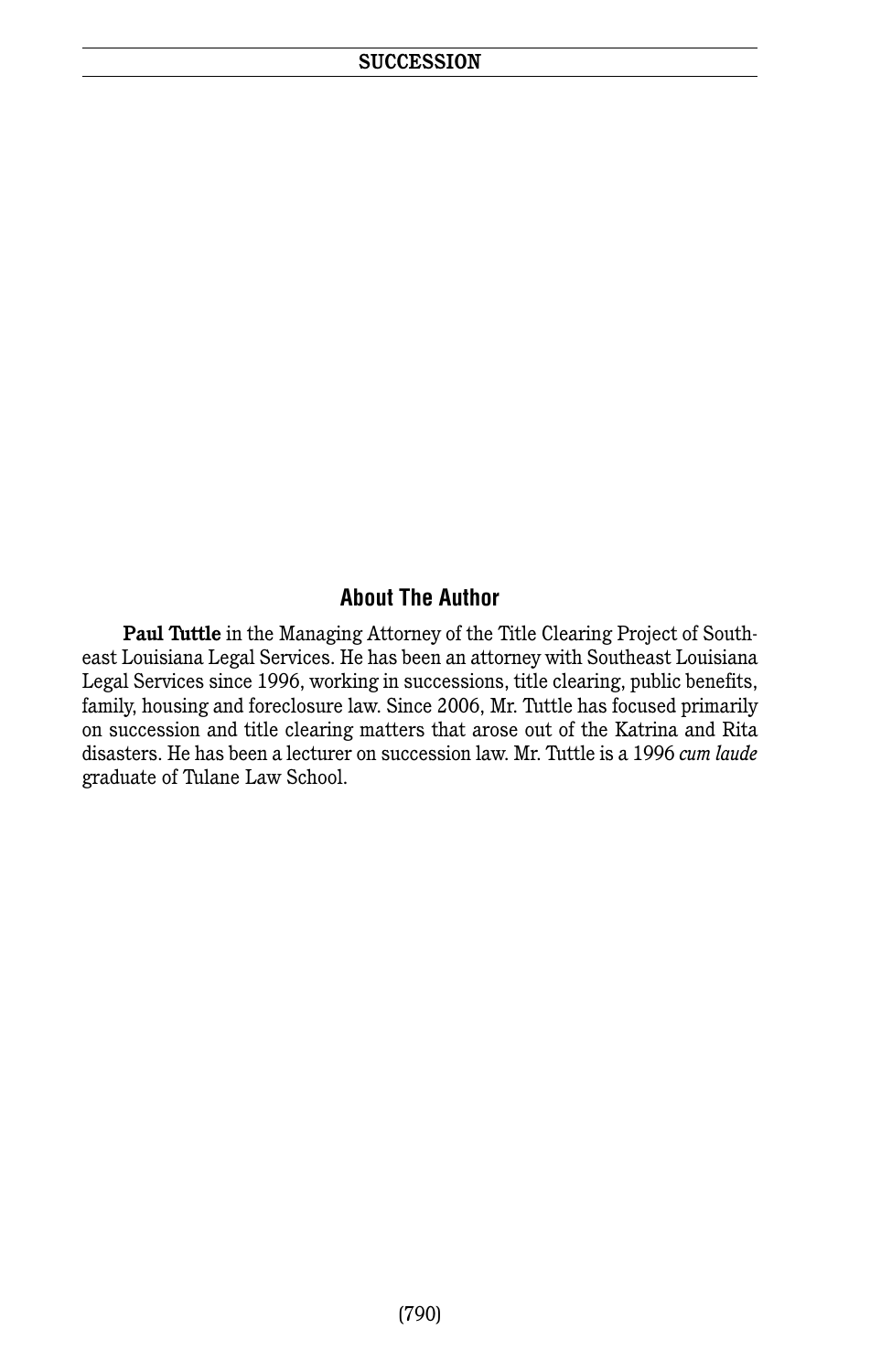## About The Author

**Paul Tuttle** in the Managing Attorney of the Title Clearing Project of Southeast Louisiana Legal Services. He has been an attorney with Southeast Louisiana Legal Services since 1996, working in successions, title clearing, public benefits, family, housing and foreclosure law. Since 2006, Mr. Tuttle has focused primarily on succession and title clearing matters that arose out of the Katrina and Rita disasters. He has been a lecturer on succession law. Mr. Tuttle is a 1996 *cum laude* graduate of Tulane Law School.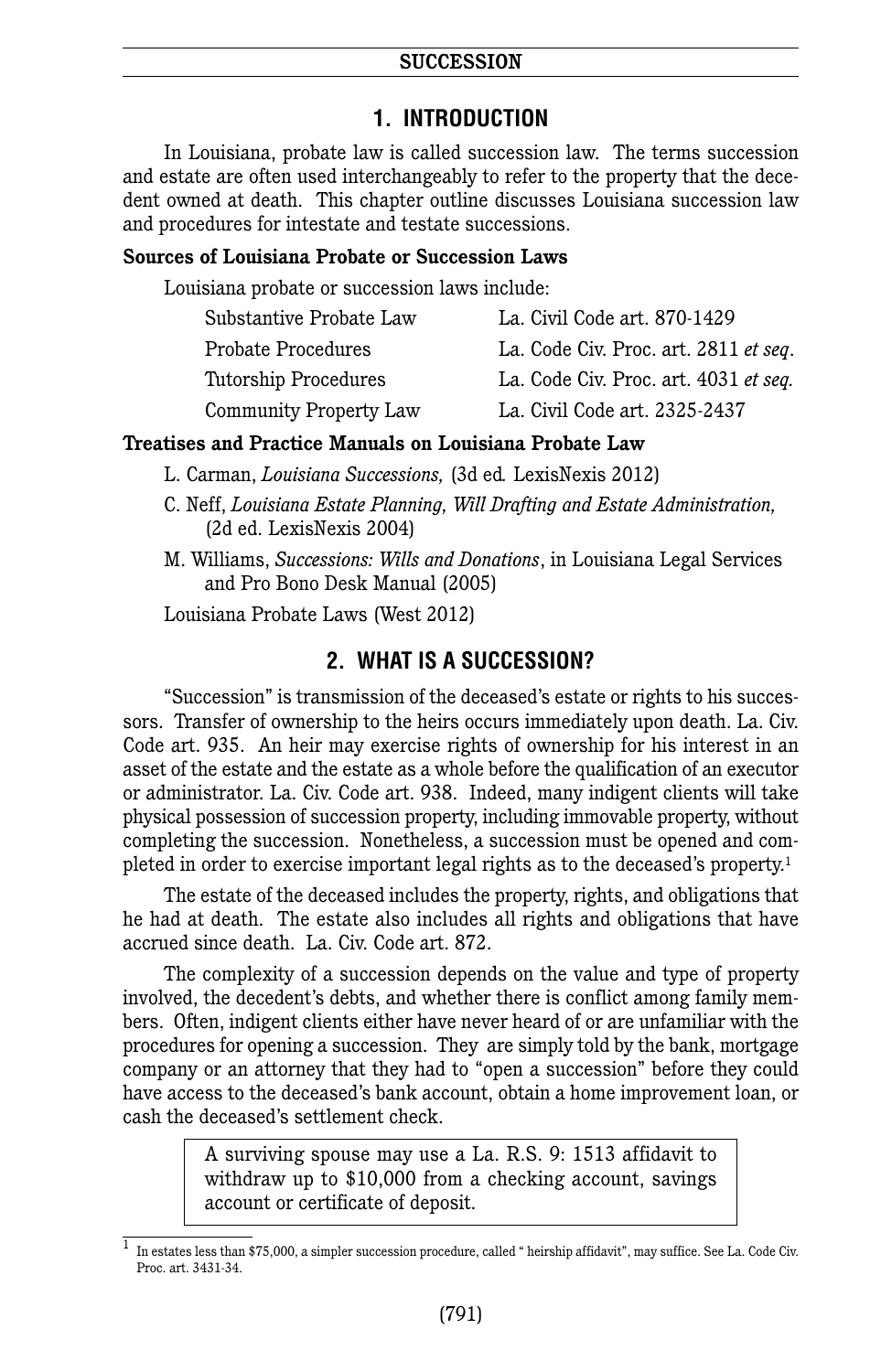## 1. INTRODUCTION

In Louisiana, probate law is called succession law. The terms succession and estate are often used interchangeably to refer to the property that the decedent owned at death. This chapter outline discusses Louisiana succession law and procedures for intestate and testate successions.

**Sources of Louisiana Probate or Succession Laws**

Louisiana probate or succession laws include:

| | |
|---|---|
| Substantive Probate Law | La. Civil Code art. 870-1429 |
| Probate Procedures | La. Code Civ. Proc. art. 2811 *et seq*. |
| Tutorship Procedures | La. Code Civ. Proc. art. 4031 *et seq.* |
| Community Property Law | La. Civil Code art. 2325-2437 |

**Treatises and Practice Manuals on Louisiana Probate Law**

L. Carman, *Louisiana Successions,* (3d ed*.* LexisNexis 2012)

C. Neff, *Louisiana Estate Planning, Will Drafting and Estate Administration,* (2d ed. LexisNexis 2004)

M. Williams, *Successions: Wills and Donations*, in Louisiana Legal Services and Pro Bono Desk Manual (2005)

Louisiana Probate Laws (West 2012)

## 2. WHAT IS A SUCCESSION?

"Succession" is transmission of the deceased's estate or rights to his successors. Transfer of ownership to the heirs occurs immediately upon death. La. Civ. Code art. 935. An heir may exercise rights of ownership for his interest in an asset of the estate and the estate as a whole before the qualification of an executor or administrator. La. Civ. Code art. 938. Indeed, many indigent clients will take physical possession of succession property, including immovable property, without completing the succession. Nonetheless, a succession must be opened and completed in order to exercise important legal rights as to the deceased's property.[1]

The estate of the deceased includes the property, rights, and obligations that he had at death. The estate also includes all rights and obligations that have accrued since death. La. Civ. Code art. 872.

The complexity of a succession depends on the value and type of property involved, the decedent's debts, and whether there is conflict among family members. Often, indigent clients either have never heard of or are unfamiliar with the procedures for opening a succession. They are simply told by the bank, mortgage company or an attorney that they had to "open a succession" before they could have access to the deceased's bank account, obtain a home improvement loan, or cash the deceased's settlement check.

> A surviving spouse may use a La. R.S. 9: 1513 affidavit to withdraw up to $10,000 from a checking account, savings account or certificate of deposit.

[1] In estates less than $75,000, a simpler succession procedure, called " heirship affidavit", may suffice. See La. Code Civ. Proc. art. 3431-34.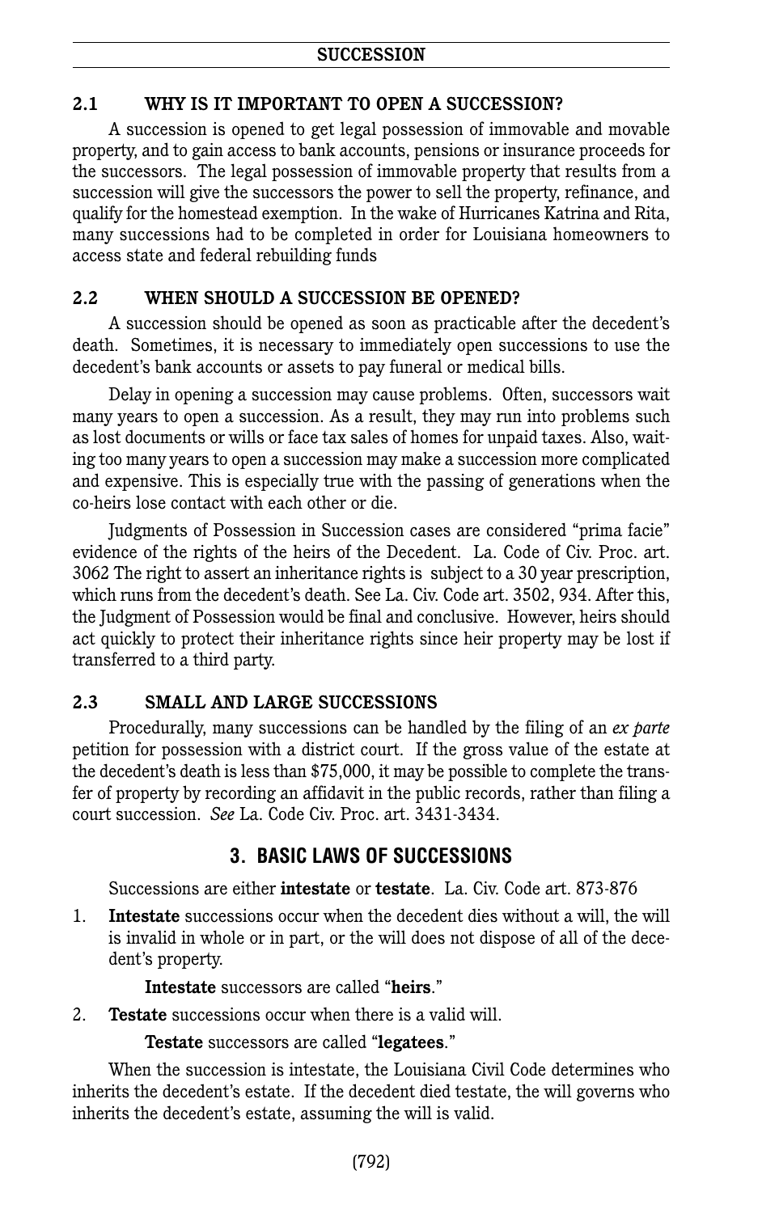### 2.1 WHY IS IT IMPORTANT TO OPEN A SUCCESSION?

A succession is opened to get legal possession of immovable and movable property, and to gain access to bank accounts, pensions or insurance proceeds for the successors. The legal possession of immovable property that results from a succession will give the successors the power to sell the property, refinance, and qualify for the homestead exemption. In the wake of Hurricanes Katrina and Rita, many successions had to be completed in order for Louisiana homeowners to access state and federal rebuilding funds

### 2.2 WHEN SHOULD A SUCCESSION BE OPENED?

A succession should be opened as soon as practicable after the decedent's death. Sometimes, it is necessary to immediately open successions to use the decedent's bank accounts or assets to pay funeral or medical bills.

Delay in opening a succession may cause problems. Often, successors wait many years to open a succession. As a result, they may run into problems such as lost documents or wills or face tax sales of homes for unpaid taxes. Also, waiting too many years to open a succession may make a succession more complicated and expensive. This is especially true with the passing of generations when the co-heirs lose contact with each other or die.

Judgments of Possession in Succession cases are considered "prima facie" evidence of the rights of the heirs of the Decedent. La. Code of Civ. Proc. art. 3062 The right to assert an inheritance rights is subject to a 30 year prescription, which runs from the decedent's death. See La. Civ. Code art. 3502, 934. After this, the Judgment of Possession would be final and conclusive. However, heirs should act quickly to protect their inheritance rights since heir property may be lost if transferred to a third party.

### 2.3 SMALL AND LARGE SUCCESSIONS

Procedurally, many successions can be handled by the filing of an *ex parte* petition for possession with a district court. If the gross value of the estate at the decedent's death is less than $75,000, it may be possible to complete the transfer of property by recording an affidavit in the public records, rather than filing a court succession. *See* La. Code Civ. Proc. art. 3431-3434.

## 3. BASIC LAWS OF SUCCESSIONS

Successions are either **intestate** or **testate**. La. Civ. Code art. 873-876

1. **Intestate** successions occur when the decedent dies without a will, the will is invalid in whole or in part, or the will does not dispose of all of the decedent's property.

   **Intestate** successors are called "**heirs**."

2. **Testate** successions occur when there is a valid will.

   **Testate** successors are called "**legatees**."

When the succession is intestate, the Louisiana Civil Code determines who inherits the decedent's estate. If the decedent died testate, the will governs who inherits the decedent's estate, assuming the will is valid.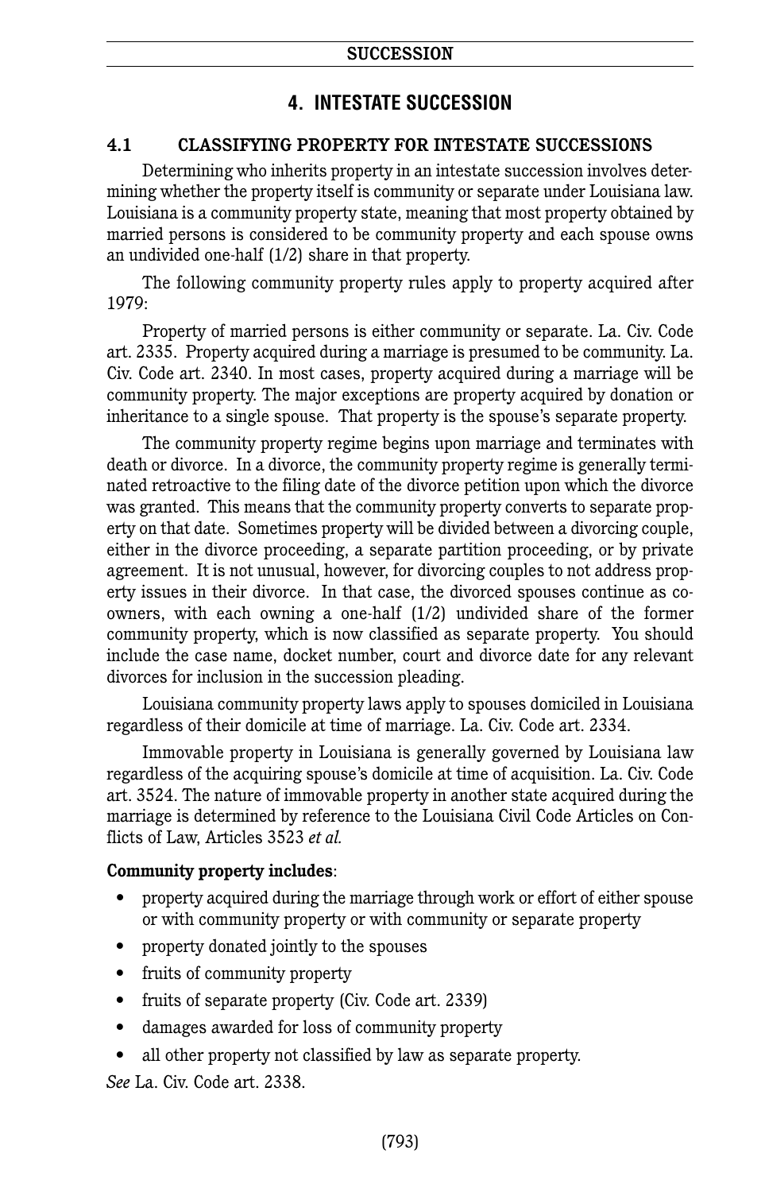## 4. INTESTATE SUCCESSION

### 4.1 CLASSIFYING PROPERTY FOR INTESTATE SUCCESSIONS

Determining who inherits property in an intestate succession involves determining whether the property itself is community or separate under Louisiana law. Louisiana is a community property state, meaning that most property obtained by married persons is considered to be community property and each spouse owns an undivided one-half (1/2) share in that property.

The following community property rules apply to property acquired after 1979:

Property of married persons is either community or separate. La. Civ. Code art. 2335. Property acquired during a marriage is presumed to be community. La. Civ. Code art. 2340. In most cases, property acquired during a marriage will be community property. The major exceptions are property acquired by donation or inheritance to a single spouse. That property is the spouse's separate property.

The community property regime begins upon marriage and terminates with death or divorce. In a divorce, the community property regime is generally terminated retroactive to the filing date of the divorce petition upon which the divorce was granted. This means that the community property converts to separate property on that date. Sometimes property will be divided between a divorcing couple, either in the divorce proceeding, a separate partition proceeding, or by private agreement. It is not unusual, however, for divorcing couples to not address property issues in their divorce. In that case, the divorced spouses continue as co-owners, with each owning a one-half (1/2) undivided share of the former community property, which is now classified as separate property. You should include the case name, docket number, court and divorce date for any relevant divorces for inclusion in the succession pleading.

Louisiana community property laws apply to spouses domiciled in Louisiana regardless of their domicile at time of marriage. La. Civ. Code art. 2334.

Immovable property in Louisiana is generally governed by Louisiana law regardless of the acquiring spouse's domicile at time of acquisition. La. Civ. Code art. 3524. The nature of immovable property in another state acquired during the marriage is determined by reference to the Louisiana Civil Code Articles on Conflicts of Law, Articles 3523 *et al.*

**Community property includes**:

- property acquired during the marriage through work or effort of either spouse or with community property or with community or separate property
- property donated jointly to the spouses
- fruits of community property
- fruits of separate property (Civ. Code art. 2339)
- damages awarded for loss of community property
- all other property not classified by law as separate property.

*See* La. Civ. Code art. 2338.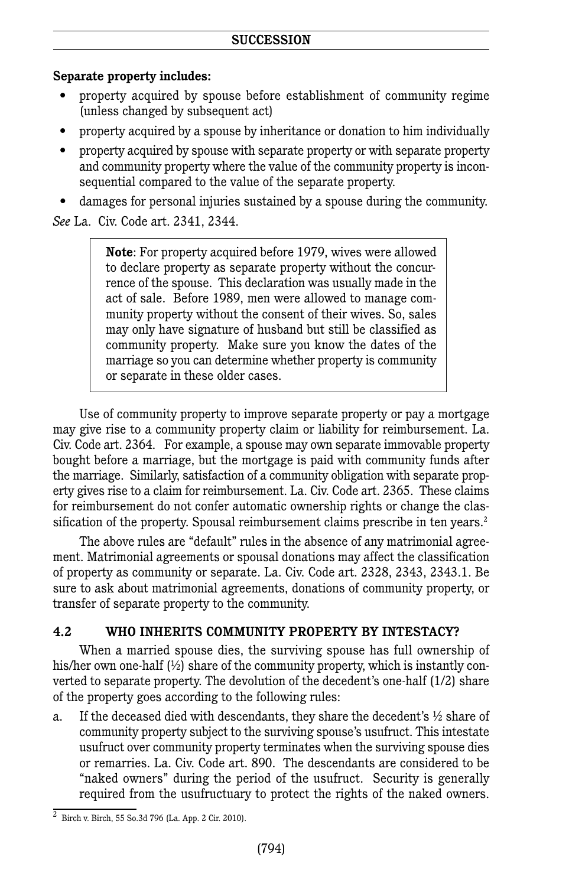**Separate property includes:**

- property acquired by spouse before establishment of community regime (unless changed by subsequent act)
- property acquired by a spouse by inheritance or donation to him individually
- property acquired by spouse with separate property or with separate property and community property where the value of the community property is inconsequential compared to the value of the separate property.
- damages for personal injuries sustained by a spouse during the community.

*See* La. Civ. Code art. 2341, 2344.

> **Note**: For property acquired before 1979, wives were allowed to declare property as separate property without the concurrence of the spouse. This declaration was usually made in the act of sale. Before 1989, men were allowed to manage community property without the consent of their wives. So, sales may only have signature of husband but still be classified as community property. Make sure you know the dates of the marriage so you can determine whether property is community or separate in these older cases.

Use of community property to improve separate property or pay a mortgage may give rise to a community property claim or liability for reimbursement. La. Civ. Code art. 2364. For example, a spouse may own separate immovable property bought before a marriage, but the mortgage is paid with community funds after the marriage. Similarly, satisfaction of a community obligation with separate property gives rise to a claim for reimbursement. La. Civ. Code art. 2365. These claims for reimbursement do not confer automatic ownership rights or change the classification of the property. Spousal reimbursement claims prescribe in ten years.[2]

The above rules are "default" rules in the absence of any matrimonial agreement. Matrimonial agreements or spousal donations may affect the classification of property as community or separate. La. Civ. Code art. 2328, 2343, 2343.1. Be sure to ask about matrimonial agreements, donations of community property, or transfer of separate property to the community.

## 4.2 WHO INHERITS COMMUNITY PROPERTY BY INTESTACY?

When a married spouse dies, the surviving spouse has full ownership of his/her own one-half (½) share of the community property, which is instantly converted to separate property. The devolution of the decedent's one-half (1/2) share of the property goes according to the following rules:

a. If the deceased died with descendants, they share the decedent's ½ share of community property subject to the surviving spouse's usufruct. This intestate usufruct over community property terminates when the surviving spouse dies or remarries. La. Civ. Code art. 890. The descendants are considered to be "naked owners" during the period of the usufruct. Security is generally required from the usufructuary to protect the rights of the naked owners.

---

[2] Birch v. Birch, 55 So.3d 796 (La. App. 2 Cir. 2010).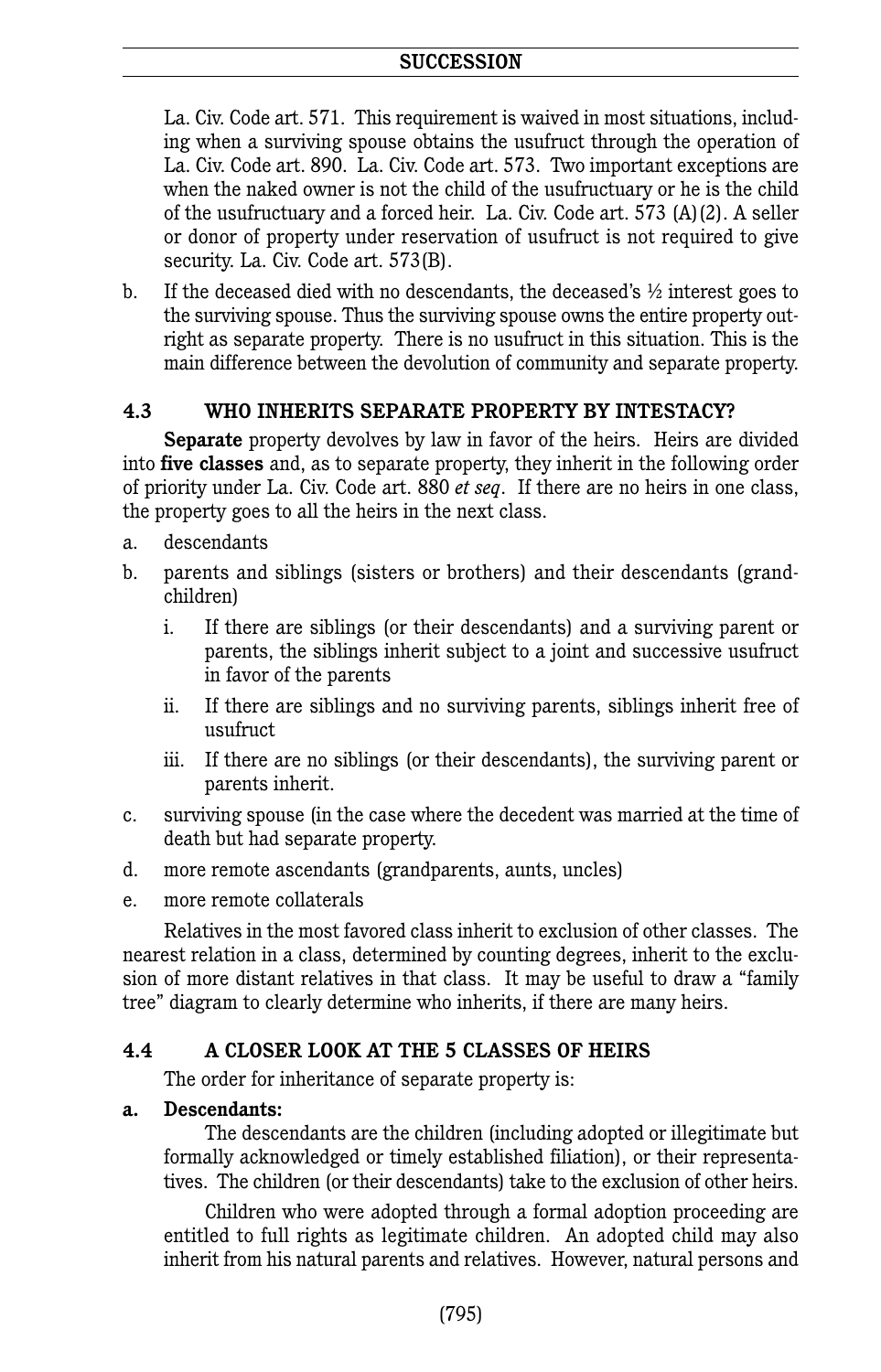La. Civ. Code art. 571. This requirement is waived in most situations, including when a surviving spouse obtains the usufruct through the operation of La. Civ. Code art. 890. La. Civ. Code art. 573. Two important exceptions are when the naked owner is not the child of the usufructuary or he is the child of the usufructuary and a forced heir. La. Civ. Code art. 573 (A)(2). A seller or donor of property under reservation of usufruct is not required to give security. La. Civ. Code art. 573(B).

b. If the deceased died with no descendants, the deceased's ½ interest goes to the surviving spouse. Thus the surviving spouse owns the entire property outright as separate property. There is no usufruct in this situation. This is the main difference between the devolution of community and separate property.

### 4.3 WHO INHERITS SEPARATE PROPERTY BY INTESTACY?

**Separate** property devolves by law in favor of the heirs. Heirs are divided into **five classes** and, as to separate property, they inherit in the following order of priority under La. Civ. Code art. 880 *et seq*. If there are no heirs in one class, the property goes to all the heirs in the next class.

a. descendants
b. parents and siblings (sisters or brothers) and their descendants (grandchildren)
   i. If there are siblings (or their descendants) and a surviving parent or parents, the siblings inherit subject to a joint and successive usufruct in favor of the parents
   ii. If there are siblings and no surviving parents, siblings inherit free of usufruct
   iii. If there are no siblings (or their descendants), the surviving parent or parents inherit.
c. surviving spouse (in the case where the decedent was married at the time of death but had separate property.
d. more remote ascendants (grandparents, aunts, uncles)
e. more remote collaterals

Relatives in the most favored class inherit to exclusion of other classes. The nearest relation in a class, determined by counting degrees, inherit to the exclusion of more distant relatives in that class. It may be useful to draw a "family tree" diagram to clearly determine who inherits, if there are many heirs.

### 4.4 A CLOSER LOOK AT THE 5 CLASSES OF HEIRS

The order for inheritance of separate property is:

**a. Descendants:**

The descendants are the children (including adopted or illegitimate but formally acknowledged or timely established filiation), or their representatives. The children (or their descendants) take to the exclusion of other heirs.

Children who were adopted through a formal adoption proceeding are entitled to full rights as legitimate children. An adopted child may also inherit from his natural parents and relatives. However, natural persons and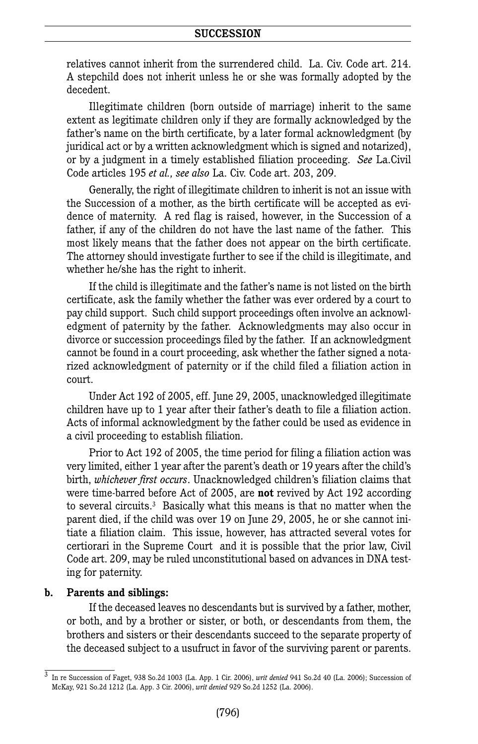relatives cannot inherit from the surrendered child. La. Civ. Code art. 214. A stepchild does not inherit unless he or she was formally adopted by the decedent.

Illegitimate children (born outside of marriage) inherit to the same extent as legitimate children only if they are formally acknowledged by the father's name on the birth certificate, by a later formal acknowledgment (by juridical act or by a written acknowledgment which is signed and notarized), or by a judgment in a timely established filiation proceeding. *See* La.Civil Code articles 195 *et al., see also* La. Civ. Code art. 203, 209.

Generally, the right of illegitimate children to inherit is not an issue with the Succession of a mother, as the birth certificate will be accepted as evidence of maternity. A red flag is raised, however, in the Succession of a father, if any of the children do not have the last name of the father. This most likely means that the father does not appear on the birth certificate. The attorney should investigate further to see if the child is illegitimate, and whether he/she has the right to inherit.

If the child is illegitimate and the father's name is not listed on the birth certificate, ask the family whether the father was ever ordered by a court to pay child support. Such child support proceedings often involve an acknowledgment of paternity by the father. Acknowledgments may also occur in divorce or succession proceedings filed by the father. If an acknowledgment cannot be found in a court proceeding, ask whether the father signed a notarized acknowledgment of paternity or if the child filed a filiation action in court.

Under Act 192 of 2005, eff. June 29, 2005, unacknowledged illegitimate children have up to 1 year after their father's death to file a filiation action. Acts of informal acknowledgment by the father could be used as evidence in a civil proceeding to establish filiation.

Prior to Act 192 of 2005, the time period for filing a filiation action was very limited, either 1 year after the parent's death or 19 years after the child's birth, *whichever first occurs*. Unacknowledged children's filiation claims that were time-barred before Act of 2005, are **not** revived by Act 192 according to several circuits.[3] Basically what this means is that no matter when the parent died, if the child was over 19 on June 29, 2005, he or she cannot initiate a filiation claim. This issue, however, has attracted several votes for certiorari in the Supreme Court and it is possible that the prior law, Civil Code art. 209, may be ruled unconstitutional based on advances in DNA testing for paternity.

**b. Parents and siblings:**

If the deceased leaves no descendants but is survived by a father, mother, or both, and by a brother or sister, or both, or descendants from them, the brothers and sisters or their descendants succeed to the separate property of the deceased subject to a usufruct in favor of the surviving parent or parents.

---

[3] In re Succession of Faget, 938 So.2d 1003 (La. App. 1 Cir. 2006), *writ denied* 941 So.2d 40 (La. 2006); Succession of McKay, 921 So.2d 1212 (La. App. 3 Cir. 2006), *writ denied* 929 So.2d 1252 (La. 2006).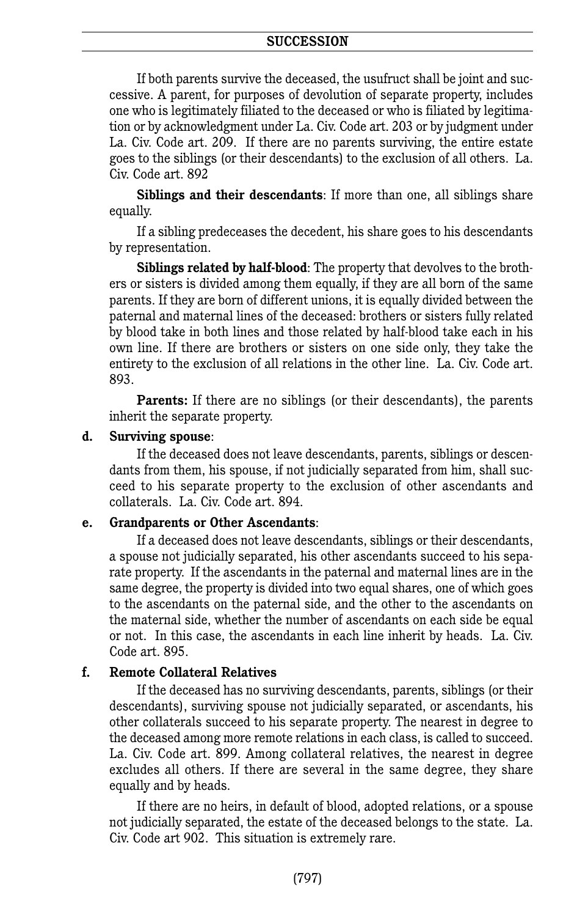If both parents survive the deceased, the usufruct shall be joint and successive. A parent, for purposes of devolution of separate property, includes one who is legitimately filiated to the deceased or who is filiated by legitimation or by acknowledgment under La. Civ. Code art. 203 or by judgment under La. Civ. Code art. 209. If there are no parents surviving, the entire estate goes to the siblings (or their descendants) to the exclusion of all others. La. Civ. Code art. 892

**Siblings and their descendants**: If more than one, all siblings share equally.

If a sibling predeceases the decedent, his share goes to his descendants by representation.

**Siblings related by half-blood**: The property that devolves to the brothers or sisters is divided among them equally, if they are all born of the same parents. If they are born of different unions, it is equally divided between the paternal and maternal lines of the deceased: brothers or sisters fully related by blood take in both lines and those related by half-blood take each in his own line. If there are brothers or sisters on one side only, they take the entirety to the exclusion of all relations in the other line. La. Civ. Code art. 893.

**Parents:** If there are no siblings (or their descendants), the parents inherit the separate property.

**d. Surviving spouse**:

If the deceased does not leave descendants, parents, siblings or descendants from them, his spouse, if not judicially separated from him, shall succeed to his separate property to the exclusion of other ascendants and collaterals. La. Civ. Code art. 894.

**e. Grandparents or Other Ascendants**:

If a deceased does not leave descendants, siblings or their descendants, a spouse not judicially separated, his other ascendants succeed to his separate property. If the ascendants in the paternal and maternal lines are in the same degree, the property is divided into two equal shares, one of which goes to the ascendants on the paternal side, and the other to the ascendants on the maternal side, whether the number of ascendants on each side be equal or not. In this case, the ascendants in each line inherit by heads. La. Civ. Code art. 895.

**f. Remote Collateral Relatives**

If the deceased has no surviving descendants, parents, siblings (or their descendants), surviving spouse not judicially separated, or ascendants, his other collaterals succeed to his separate property. The nearest in degree to the deceased among more remote relations in each class, is called to succeed. La. Civ. Code art. 899. Among collateral relatives, the nearest in degree excludes all others. If there are several in the same degree, they share equally and by heads.

If there are no heirs, in default of blood, adopted relations, or a spouse not judicially separated, the estate of the deceased belongs to the state. La. Civ. Code art 902. This situation is extremely rare.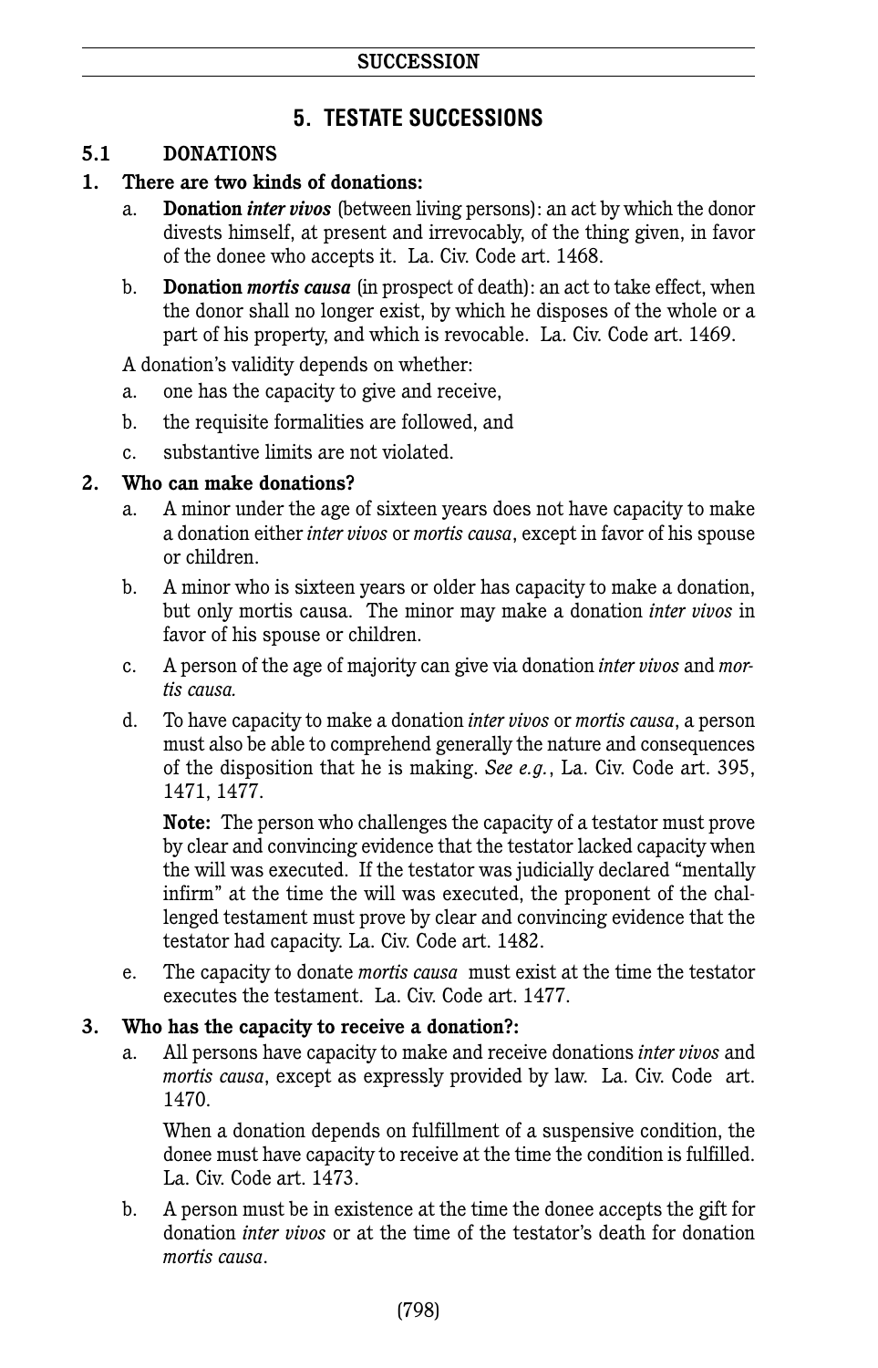# 5. TESTATE SUCCESSIONS

## 5.1 DONATIONS

### 1. There are two kinds of donations:

a. **Donation *inter vivos*** (between living persons): an act by which the donor divests himself, at present and irrevocably, of the thing given, in favor of the donee who accepts it. La. Civ. Code art. 1468.

b. **Donation *mortis causa*** (in prospect of death): an act to take effect, when the donor shall no longer exist, by which he disposes of the whole or a part of his property, and which is revocable. La. Civ. Code art. 1469.

A donation's validity depends on whether:

a. one has the capacity to give and receive,

b. the requisite formalities are followed, and

c. substantive limits are not violated.

### 2. Who can make donations?

a. A minor under the age of sixteen years does not have capacity to make a donation either *inter vivos* or *mortis causa*, except in favor of his spouse or children.

b. A minor who is sixteen years or older has capacity to make a donation, but only mortis causa. The minor may make a donation *inter vivos* in favor of his spouse or children.

c. A person of the age of majority can give via donation *inter vivos* and *mortis causa.*

d. To have capacity to make a donation *inter vivos* or *mortis causa*, a person must also be able to comprehend generally the nature and consequences of the disposition that he is making. *See e.g.*, La. Civ. Code art. 395, 1471, 1477.

   **Note:** The person who challenges the capacity of a testator must prove by clear and convincing evidence that the testator lacked capacity when the will was executed. If the testator was judicially declared "mentally infirm" at the time the will was executed, the proponent of the challenged testament must prove by clear and convincing evidence that the testator had capacity. La. Civ. Code art. 1482.

e. The capacity to donate *mortis causa* must exist at the time the testator executes the testament. La. Civ. Code art. 1477.

### 3. Who has the capacity to receive a donation?:

a. All persons have capacity to make and receive donations *inter vivos* and *mortis causa*, except as expressly provided by law. La. Civ. Code art. 1470.

   When a donation depends on fulfillment of a suspensive condition, the donee must have capacity to receive at the time the condition is fulfilled. La. Civ. Code art. 1473.

b. A person must be in existence at the time the donee accepts the gift for donation *inter vivos* or at the time of the testator's death for donation *mortis causa*.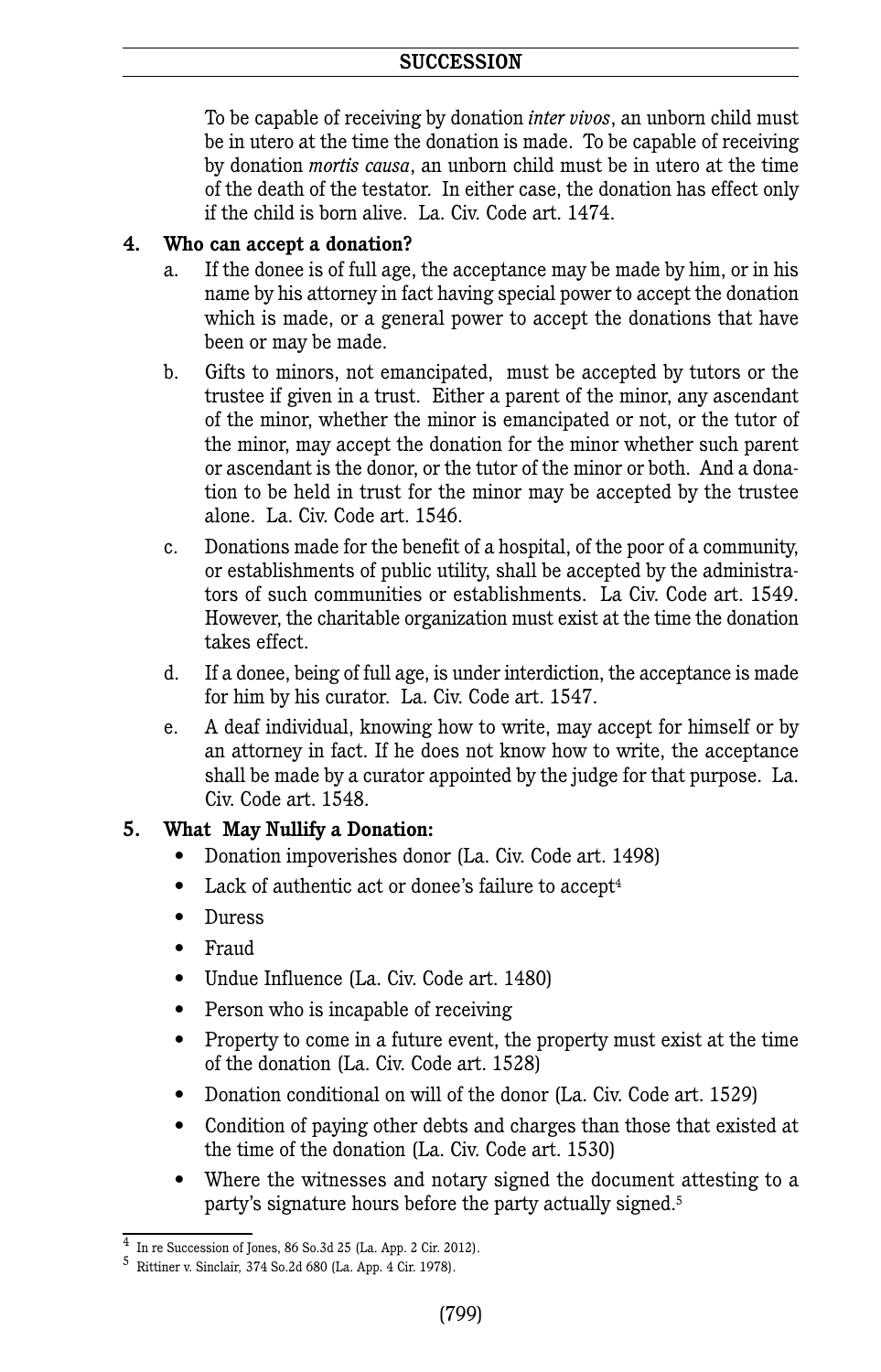To be capable of receiving by donation *inter vivos*, an unborn child must be in utero at the time the donation is made. To be capable of receiving by donation *mortis causa*, an unborn child must be in utero at the time of the death of the testator. In either case, the donation has effect only if the child is born alive. La. Civ. Code art. 1474.

**4. Who can accept a donation?**

a. If the donee is of full age, the acceptance may be made by him, or in his name by his attorney in fact having special power to accept the donation which is made, or a general power to accept the donations that have been or may be made.

b. Gifts to minors, not emancipated, must be accepted by tutors or the trustee if given in a trust. Either a parent of the minor, any ascendant of the minor, whether the minor is emancipated or not, or the tutor of the minor, may accept the donation for the minor whether such parent or ascendant is the donor, or the tutor of the minor or both. And a donation to be held in trust for the minor may be accepted by the trustee alone. La. Civ. Code art. 1546.

c. Donations made for the benefit of a hospital, of the poor of a community, or establishments of public utility, shall be accepted by the administrators of such communities or establishments. La Civ. Code art. 1549. However, the charitable organization must exist at the time the donation takes effect.

d. If a donee, being of full age, is under interdiction, the acceptance is made for him by his curator. La. Civ. Code art. 1547.

e. A deaf individual, knowing how to write, may accept for himself or by an attorney in fact. If he does not know how to write, the acceptance shall be made by a curator appointed by the judge for that purpose. La. Civ. Code art. 1548.

**5. What May Nullify a Donation:**

- Donation impoverishes donor (La. Civ. Code art. 1498)
- Lack of authentic act or donee's failure to accept[4]
- Duress
- Fraud
- Undue Influence (La. Civ. Code art. 1480)
- Person who is incapable of receiving
- Property to come in a future event, the property must exist at the time of the donation (La. Civ. Code art. 1528)
- Donation conditional on will of the donor (La. Civ. Code art. 1529)
- Condition of paying other debts and charges than those that existed at the time of the donation (La. Civ. Code art. 1530)
- Where the witnesses and notary signed the document attesting to a party's signature hours before the party actually signed.[5]

---

[4] In re Succession of Jones, 86 So.3d 25 (La. App. 2 Cir. 2012).

[5] Rittiner v. Sinclair, 374 So.2d 680 (La. App. 4 Cir. 1978).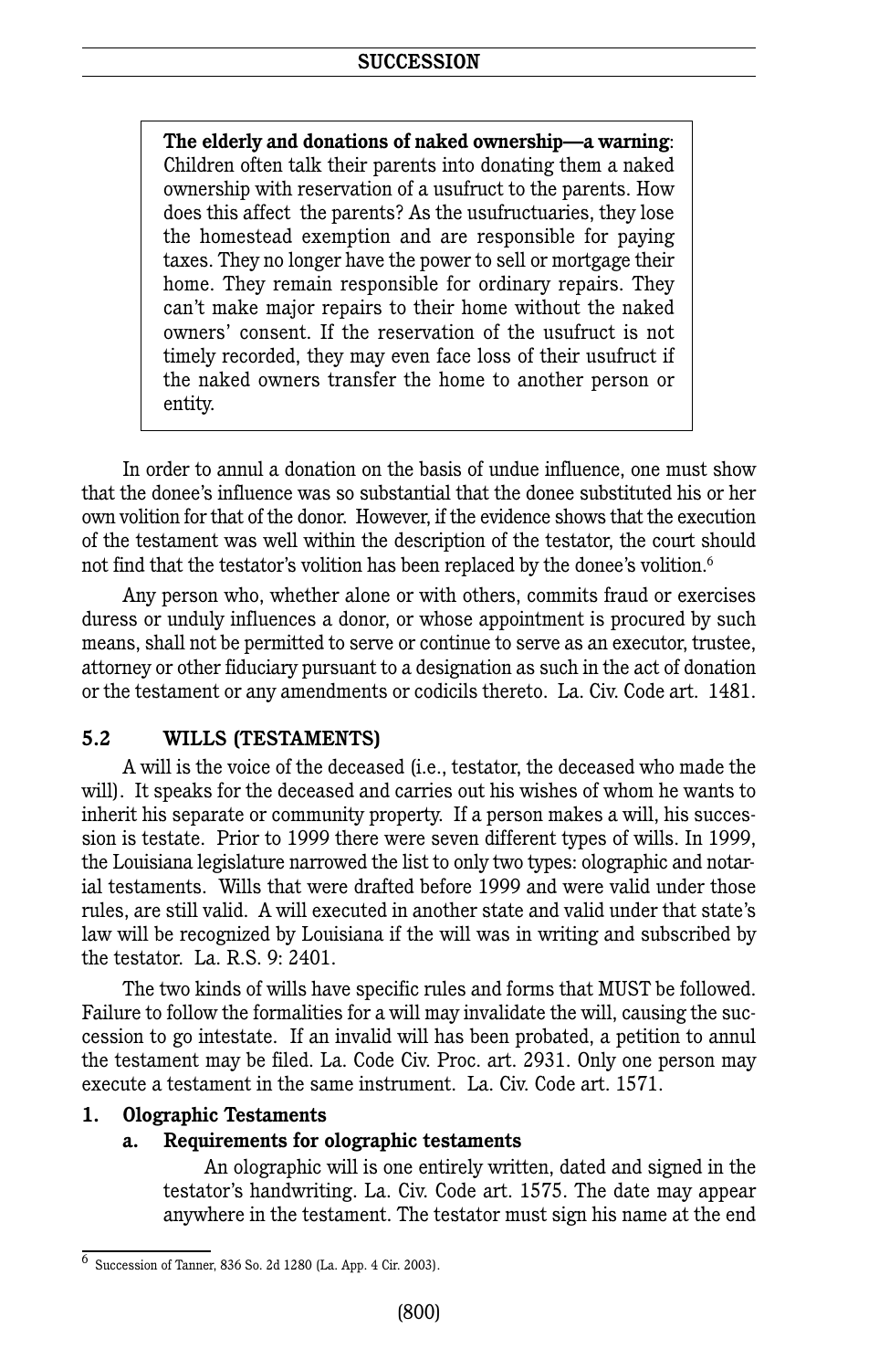> **The elderly and donations of naked ownership—a warning**: Children often talk their parents into donating them a naked ownership with reservation of a usufruct to the parents. How does this affect the parents? As the usufructuaries, they lose the homestead exemption and are responsible for paying taxes. They no longer have the power to sell or mortgage their home. They remain responsible for ordinary repairs. They can't make major repairs to their home without the naked owners' consent. If the reservation of the usufruct is not timely recorded, they may even face loss of their usufruct if the naked owners transfer the home to another person or entity.

In order to annul a donation on the basis of undue influence, one must show that the donee's influence was so substantial that the donee substituted his or her own volition for that of the donor. However, if the evidence shows that the execution of the testament was well within the description of the testator, the court should not find that the testator's volition has been replaced by the donee's volition.[6]

Any person who, whether alone or with others, commits fraud or exercises duress or unduly influences a donor, or whose appointment is procured by such means, shall not be permitted to serve or continue to serve as an executor, trustee, attorney or other fiduciary pursuant to a designation as such in the act of donation or the testament or any amendments or codicils thereto. La. Civ. Code art. 1481.

## 5.2 WILLS (TESTAMENTS)

A will is the voice of the deceased (i.e., testator, the deceased who made the will). It speaks for the deceased and carries out his wishes of whom he wants to inherit his separate or community property. If a person makes a will, his succession is testate. Prior to 1999 there were seven different types of wills. In 1999, the Louisiana legislature narrowed the list to only two types: olographic and notarial testaments. Wills that were drafted before 1999 and were valid under those rules, are still valid. A will executed in another state and valid under that state's law will be recognized by Louisiana if the will was in writing and subscribed by the testator. La. R.S. 9: 2401.

The two kinds of wills have specific rules and forms that MUST be followed. Failure to follow the formalities for a will may invalidate the will, causing the succession to go intestate. If an invalid will has been probated, a petition to annul the testament may be filed. La. Code Civ. Proc. art. 2931. Only one person may execute a testament in the same instrument. La. Civ. Code art. 1571.

### 1. Olographic Testaments

#### a. Requirements for olographic testaments

An olographic will is one entirely written, dated and signed in the testator's handwriting. La. Civ. Code art. 1575. The date may appear anywhere in the testament. The testator must sign his name at the end

---

[6] Succession of Tanner, 836 So. 2d 1280 (La. App. 4 Cir. 2003).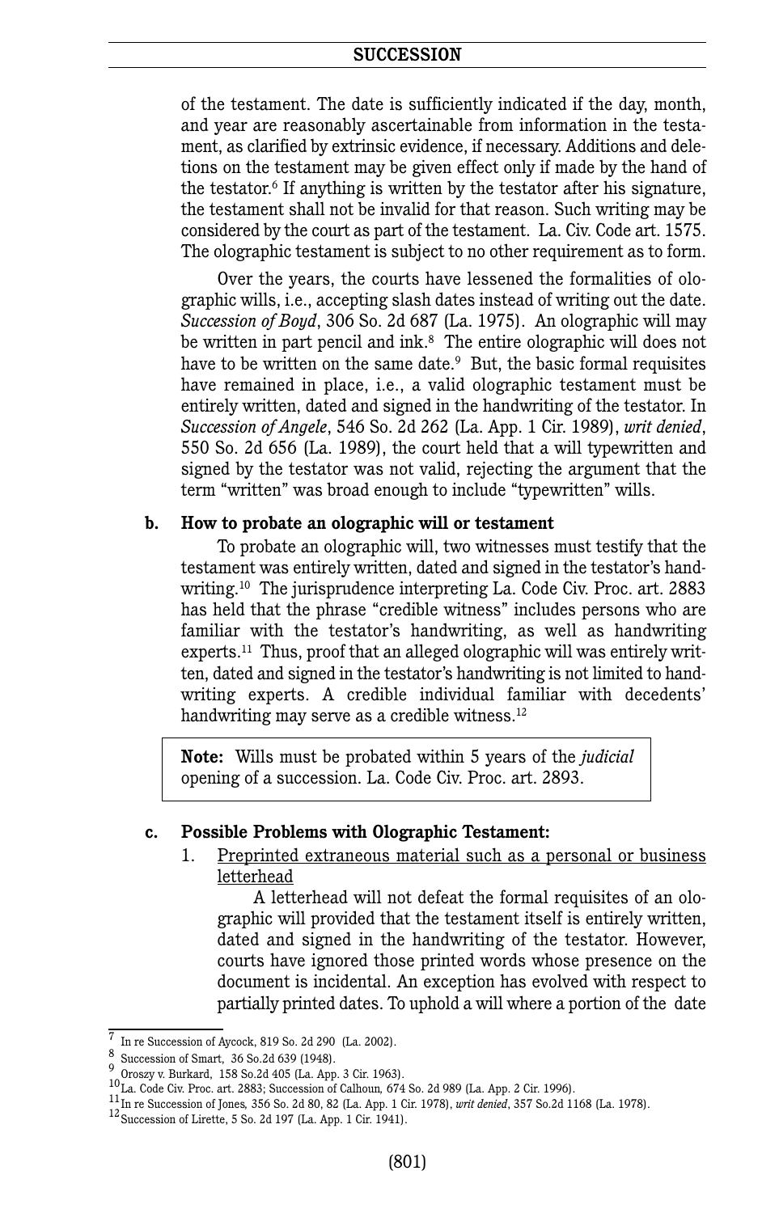of the testament. The date is sufficiently indicated if the day, month, and year are reasonably ascertainable from information in the testament, as clarified by extrinsic evidence, if necessary. Additions and deletions on the testament may be given effect only if made by the hand of the testator.[6] If anything is written by the testator after his signature, the testament shall not be invalid for that reason. Such writing may be considered by the court as part of the testament. La. Civ. Code art. 1575. The olographic testament is subject to no other requirement as to form.

Over the years, the courts have lessened the formalities of olographic wills, i.e., accepting slash dates instead of writing out the date. *Succession of Boyd*, 306 So. 2d 687 (La. 1975). An olographic will may be written in part pencil and ink.[8] The entire olographic will does not have to be written on the same date.[9] But, the basic formal requisites have remained in place, i.e., a valid olographic testament must be entirely written, dated and signed in the handwriting of the testator. In *Succession of Angele*, 546 So. 2d 262 (La. App. 1 Cir. 1989), *writ denied*, 550 So. 2d 656 (La. 1989), the court held that a will typewritten and signed by the testator was not valid, rejecting the argument that the term "written" was broad enough to include "typewritten" wills.

**b. How to probate an olographic will or testament**

To probate an olographic will, two witnesses must testify that the testament was entirely written, dated and signed in the testator's handwriting.[10] The jurisprudence interpreting La. Code Civ. Proc. art. 2883 has held that the phrase "credible witness" includes persons who are familiar with the testator's handwriting, as well as handwriting experts.[11] Thus, proof that an alleged olographic will was entirely written, dated and signed in the testator's handwriting is not limited to handwriting experts. A credible individual familiar with decedents' handwriting may serve as a credible witness.[12]

> **Note:** Wills must be probated within 5 years of the *judicial* opening of a succession. La. Code Civ. Proc. art. 2893.

**c. Possible Problems with Olographic Testament:**

1. Preprinted extraneous material such as a personal or business letterhead

   A letterhead will not defeat the formal requisites of an olographic will provided that the testament itself is entirely written, dated and signed in the handwriting of the testator. However, courts have ignored those printed words whose presence on the document is incidental. An exception has evolved with respect to partially printed dates. To uphold a will where a portion of the date

---

[7] In re Succession of Aycock, 819 So. 2d 290 (La. 2002).

[8] Succession of Smart, 36 So.2d 639 (1948).

[9] Oroszy v. Burkard, 158 So.2d 405 (La. App. 3 Cir. 1963).

[10] La. Code Civ. Proc. art. 2883; Succession of Calhoun, 674 So. 2d 989 (La. App. 2 Cir. 1996).

[11] In re Succession of Jones, 356 So. 2d 80, 82 (La. App. 1 Cir. 1978), *writ denied*, 357 So.2d 1168 (La. 1978).

[12] Succession of Lirette, 5 So. 2d 197 (La. App. 1 Cir. 1941).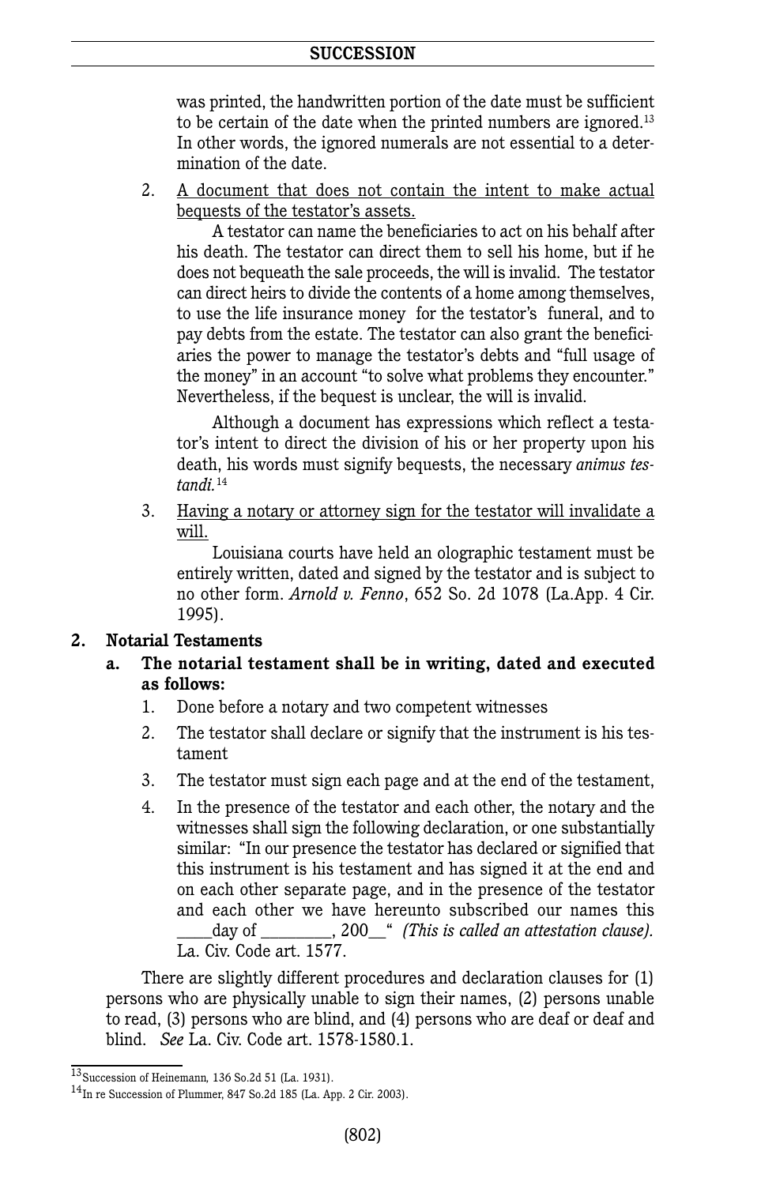was printed, the handwritten portion of the date must be sufficient to be certain of the date when the printed numbers are ignored.[13] In other words, the ignored numerals are not essential to a determination of the date.

2. <u>A document that does not contain the intent to make actual bequests of the testator's assets.</u>

   A testator can name the beneficiaries to act on his behalf after his death. The testator can direct them to sell his home, but if he does not bequeath the sale proceeds, the will is invalid. The testator can direct heirs to divide the contents of a home among themselves, to use the life insurance money for the testator's funeral, and to pay debts from the estate. The testator can also grant the beneficiaries the power to manage the testator's debts and "full usage of the money" in an account "to solve what problems they encounter." Nevertheless, if the bequest is unclear, the will is invalid.

   Although a document has expressions which reflect a testator's intent to direct the division of his or her property upon his death, his words must signify bequests, the necessary *animus testandi.*[14]

3. <u>Having a notary or attorney sign for the testator will invalidate a will.</u>

   Louisiana courts have held an olographic testament must be entirely written, dated and signed by the testator and is subject to no other form. *Arnold v. Fenno*, 652 So. 2d 1078 (La.App. 4 Cir. 1995).

**2. Notarial Testaments**

**a. The notarial testament shall be in writing, dated and executed as follows:**

1. Done before a notary and two competent witnesses
2. The testator shall declare or signify that the instrument is his testament
3. The testator must sign each page and at the end of the testament,
4. In the presence of the testator and each other, the notary and the witnesses shall sign the following declaration, or one substantially similar: "In our presence the testator has declared or signified that this instrument is his testament and has signed it at the end and on each other separate page, and in the presence of the testator and each other we have hereunto subscribed our names this \_\_\_\_day of \_\_\_\_\_\_\_\_, 200\_\_" *(This is called an attestation clause).* La. Civ. Code art. 1577.

There are slightly different procedures and declaration clauses for (1) persons who are physically unable to sign their names, (2) persons unable to read, (3) persons who are blind, and (4) persons who are deaf or deaf and blind. *See* La. Civ. Code art. 1578-1580.1.

---

[13] Succession of Heinemann, 136 So.2d 51 (La. 1931).

[14] In re Succession of Plummer, 847 So.2d 185 (La. App. 2 Cir. 2003).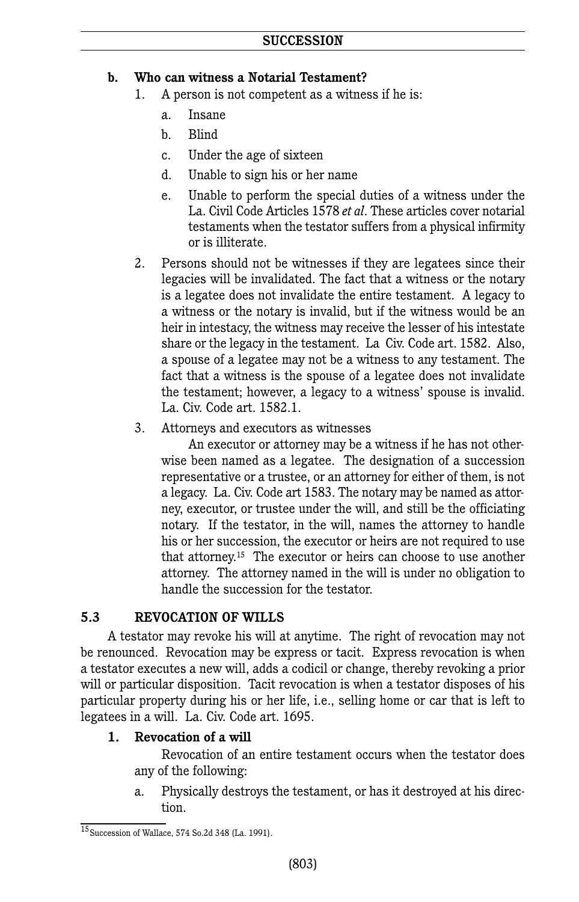**b. Who can witness a Notarial Testament?**

1. A person is not competent as a witness if he is:
   a. Insane
   b. Blind
   c. Under the age of sixteen
   d. Unable to sign his or her name
   e. Unable to perform the special duties of a witness under the La. Civil Code Articles 1578 *et al*. These articles cover notarial testaments when the testator suffers from a physical infirmity or is illiterate.
2. Persons should not be witnesses if they are legatees since their legacies will be invalidated. The fact that a witness or the notary is a legatee does not invalidate the entire testament. A legacy to a witness or the notary is invalid, but if the witness would be an heir in intestacy, the witness may receive the lesser of his intestate share or the legacy in the testament. La Civ. Code art. 1582. Also, a spouse of a legatee may not be a witness to any testament. The fact that a witness is the spouse of a legatee does not invalidate the testament; however, a legacy to a witness' spouse is invalid. La. Civ. Code art. 1582.1.
3. Attorneys and executors as witnesses

   An executor or attorney may be a witness if he has not otherwise been named as a legatee. The designation of a succession representative or a trustee, or an attorney for either of them, is not a legacy. La. Civ. Code art 1583. The notary may be named as attorney, executor, or trustee under the will, and still be the officiating notary. If the testator, in the will, names the attorney to handle his or her succession, the executor or heirs are not required to use that attorney.[15] The executor or heirs can choose to use another attorney. The attorney named in the will is under no obligation to handle the succession for the testator.

## 5.3 REVOCATION OF WILLS

A testator may revoke his will at anytime. The right of revocation may not be renounced. Revocation may be express or tacit. Express revocation is when a testator executes a new will, adds a codicil or change, thereby revoking a prior will or particular disposition. Tacit revocation is when a testator disposes of his particular property during his or her life, i.e., selling home or car that is left to legatees in a will. La. Civ. Code art. 1695.

**1. Revocation of a will**

Revocation of an entire testament occurs when the testator does any of the following:

a. Physically destroys the testament, or has it destroyed at his direction.

---

[15] Succession of Wallace, 574 So.2d 348 (La. 1991).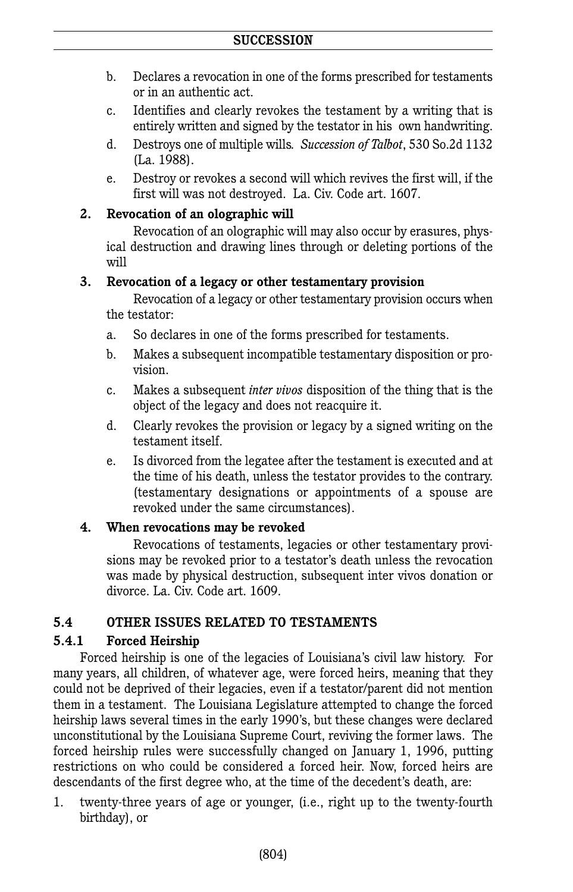b. Declares a revocation in one of the forms prescribed for testaments or in an authentic act.

c. Identifies and clearly revokes the testament by a writing that is entirely written and signed by the testator in his own handwriting.

d. Destroys one of multiple wills. *Succession of Talbot*, 530 So.2d 1132 (La. 1988).

e. Destroy or revokes a second will which revives the first will, if the first will was not destroyed. La. Civ. Code art. 1607.

**2. Revocation of an olographic will**

Revocation of an olographic will may also occur by erasures, physical destruction and drawing lines through or deleting portions of the will

**3. Revocation of a legacy or other testamentary provision**

Revocation of a legacy or other testamentary provision occurs when the testator:

a. So declares in one of the forms prescribed for testaments.

b. Makes a subsequent incompatible testamentary disposition or provision.

c. Makes a subsequent *inter vivos* disposition of the thing that is the object of the legacy and does not reacquire it.

d. Clearly revokes the provision or legacy by a signed writing on the testament itself.

e. Is divorced from the legatee after the testament is executed and at the time of his death, unless the testator provides to the contrary. (testamentary designations or appointments of a spouse are revoked under the same circumstances).

**4. When revocations may be revoked**

Revocations of testaments, legacies or other testamentary provisions may be revoked prior to a testator's death unless the revocation was made by physical destruction, subsequent inter vivos donation or divorce. La. Civ. Code art. 1609.

## 5.4 OTHER ISSUES RELATED TO TESTAMENTS

### 5.4.1 Forced Heirship

Forced heirship is one of the legacies of Louisiana's civil law history. For many years, all children, of whatever age, were forced heirs, meaning that they could not be deprived of their legacies, even if a testator/parent did not mention them in a testament. The Louisiana Legislature attempted to change the forced heirship laws several times in the early 1990's, but these changes were declared unconstitutional by the Louisiana Supreme Court, reviving the former laws. The forced heirship rules were successfully changed on January 1, 1996, putting restrictions on who could be considered a forced heir. Now, forced heirs are descendants of the first degree who, at the time of the decedent's death, are:

1. twenty-three years of age or younger, (i.e., right up to the twenty-fourth birthday), or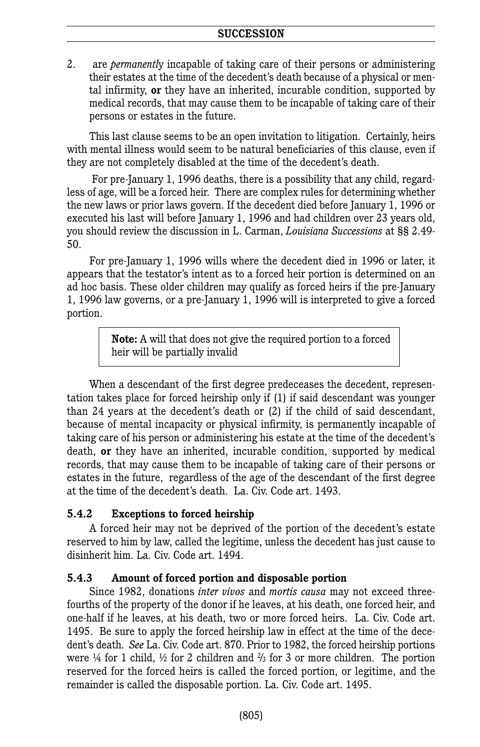2. are *permanently* incapable of taking care of their persons or administering their estates at the time of the decedent's death because of a physical or mental infirmity, **or** they have an inherited, incurable condition, supported by medical records, that may cause them to be incapable of taking care of their persons or estates in the future.

This last clause seems to be an open invitation to litigation. Certainly, heirs with mental illness would seem to be natural beneficiaries of this clause, even if they are not completely disabled at the time of the decedent's death.

For pre-January 1, 1996 deaths, there is a possibility that any child, regardless of age, will be a forced heir. There are complex rules for determining whether the new laws or prior laws govern. If the decedent died before January 1, 1996 or executed his last will before January 1, 1996 and had children over 23 years old, you should review the discussion in L. Carman, *Louisiana Successions* at §§ 2.49-50.

For pre-January 1, 1996 wills where the decedent died in 1996 or later, it appears that the testator's intent as to a forced heir portion is determined on an ad hoc basis. These older children may qualify as forced heirs if the pre-January 1, 1996 law governs, or a pre-January 1, 1996 will is interpreted to give a forced portion.

> **Note:** A will that does not give the required portion to a forced heir will be partially invalid

When a descendant of the first degree predeceases the decedent, representation takes place for forced heirship only if (1) if said descendant was younger than 24 years at the decedent's death or (2) if the child of said descendant, because of mental incapacity or physical infirmity, is permanently incapable of taking care of his person or administering his estate at the time of the decedent's death, **or** they have an inherited, incurable condition, supported by medical records, that may cause them to be incapable of taking care of their persons or estates in the future, regardless of the age of the descendant of the first degree at the time of the decedent's death. La. Civ. Code art. 1493.

### 5.4.2 Exceptions to forced heirship

A forced heir may not be deprived of the portion of the decedent's estate reserved to him by law, called the legitime, unless the decedent has just cause to disinherit him. La. Civ. Code art. 1494.

### 5.4.3 Amount of forced portion and disposable portion

Since 1982, donations *inter vivos* and *mortis causa* may not exceed three-fourths of the property of the donor if he leaves, at his death, one forced heir, and one-half if he leaves, at his death, two or more forced heirs. La. Civ. Code art. 1495. Be sure to apply the forced heirship law in effect at the time of the decedent's death. *See* La. Civ. Code art. 870. Prior to 1982, the forced heirship portions were ¼ for 1 child, ½ for 2 children and ⅔ for 3 or more children. The portion reserved for the forced heirs is called the forced portion, or legitime, and the remainder is called the disposable portion. La. Civ. Code art. 1495.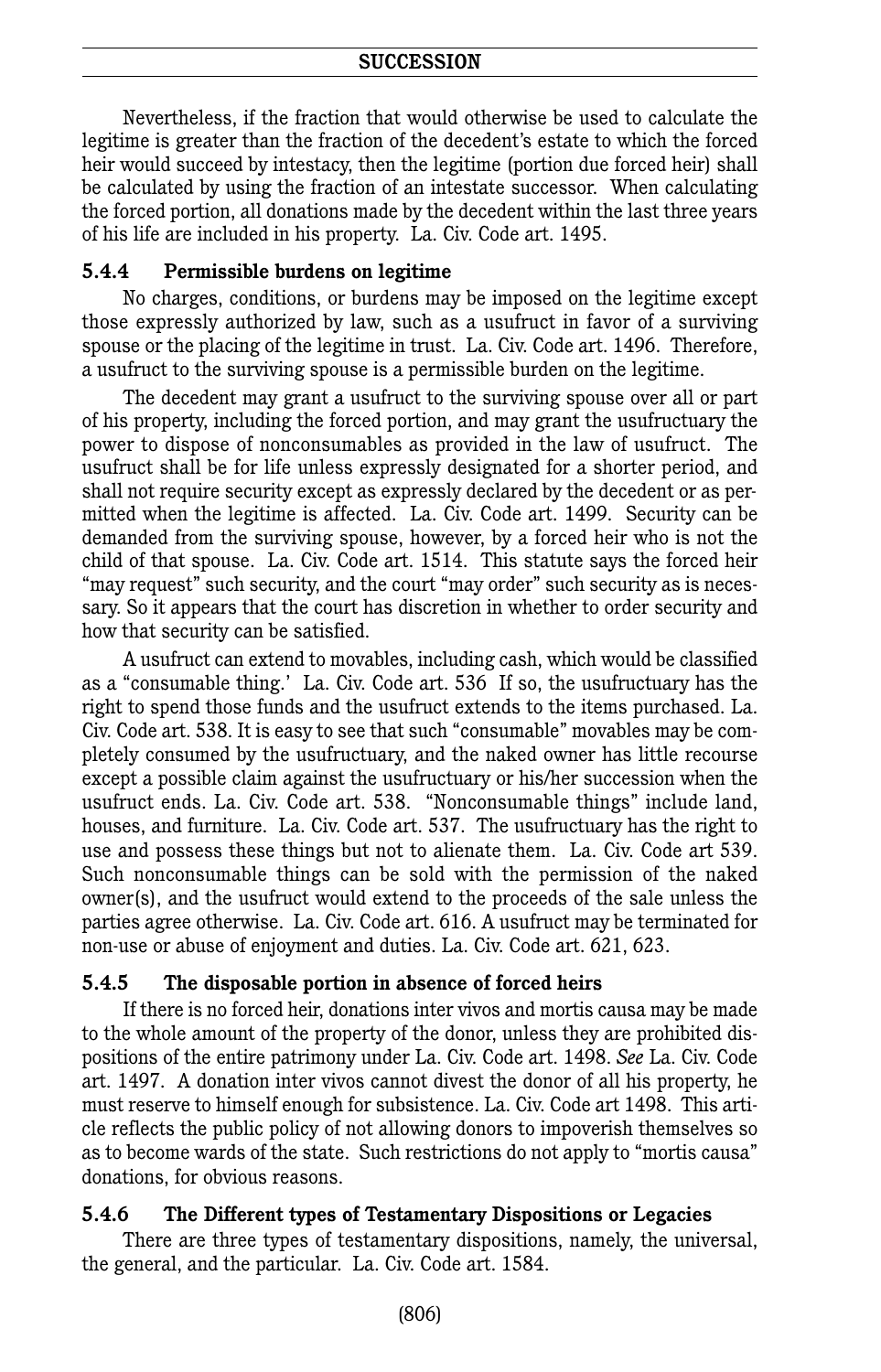Nevertheless, if the fraction that would otherwise be used to calculate the legitime is greater than the fraction of the decedent's estate to which the forced heir would succeed by intestacy, then the legitime (portion due forced heir) shall be calculated by using the fraction of an intestate successor. When calculating the forced portion, all donations made by the decedent within the last three years of his life are included in his property. La. Civ. Code art. 1495.

### 5.4.4 Permissible burdens on legitime

No charges, conditions, or burdens may be imposed on the legitime except those expressly authorized by law, such as a usufruct in favor of a surviving spouse or the placing of the legitime in trust. La. Civ. Code art. 1496. Therefore, a usufruct to the surviving spouse is a permissible burden on the legitime.

The decedent may grant a usufruct to the surviving spouse over all or part of his property, including the forced portion, and may grant the usufructuary the power to dispose of nonconsumables as provided in the law of usufruct. The usufruct shall be for life unless expressly designated for a shorter period, and shall not require security except as expressly declared by the decedent or as permitted when the legitime is affected. La. Civ. Code art. 1499. Security can be demanded from the surviving spouse, however, by a forced heir who is not the child of that spouse. La. Civ. Code art. 1514. This statute says the forced heir "may request" such security, and the court "may order" such security as is necessary. So it appears that the court has discretion in whether to order security and how that security can be satisfied.

A usufruct can extend to movables, including cash, which would be classified as a "consumable thing.' La. Civ. Code art. 536 If so, the usufructuary has the right to spend those funds and the usufruct extends to the items purchased. La. Civ. Code art. 538. It is easy to see that such "consumable" movables may be completely consumed by the usufructuary, and the naked owner has little recourse except a possible claim against the usufructuary or his/her succession when the usufruct ends. La. Civ. Code art. 538. "Nonconsumable things" include land, houses, and furniture. La. Civ. Code art. 537. The usufructuary has the right to use and possess these things but not to alienate them. La. Civ. Code art 539. Such nonconsumable things can be sold with the permission of the naked owner(s), and the usufruct would extend to the proceeds of the sale unless the parties agree otherwise. La. Civ. Code art. 616. A usufruct may be terminated for non-use or abuse of enjoyment and duties. La. Civ. Code art. 621, 623.

### 5.4.5 The disposable portion in absence of forced heirs

If there is no forced heir, donations inter vivos and mortis causa may be made to the whole amount of the property of the donor, unless they are prohibited dispositions of the entire patrimony under La. Civ. Code art. 1498. *See* La. Civ. Code art. 1497. A donation inter vivos cannot divest the donor of all his property, he must reserve to himself enough for subsistence. La. Civ. Code art 1498. This article reflects the public policy of not allowing donors to impoverish themselves so as to become wards of the state. Such restrictions do not apply to "mortis causa" donations, for obvious reasons.

### 5.4.6 The Different types of Testamentary Dispositions or Legacies

There are three types of testamentary dispositions, namely, the universal, the general, and the particular. La. Civ. Code art. 1584.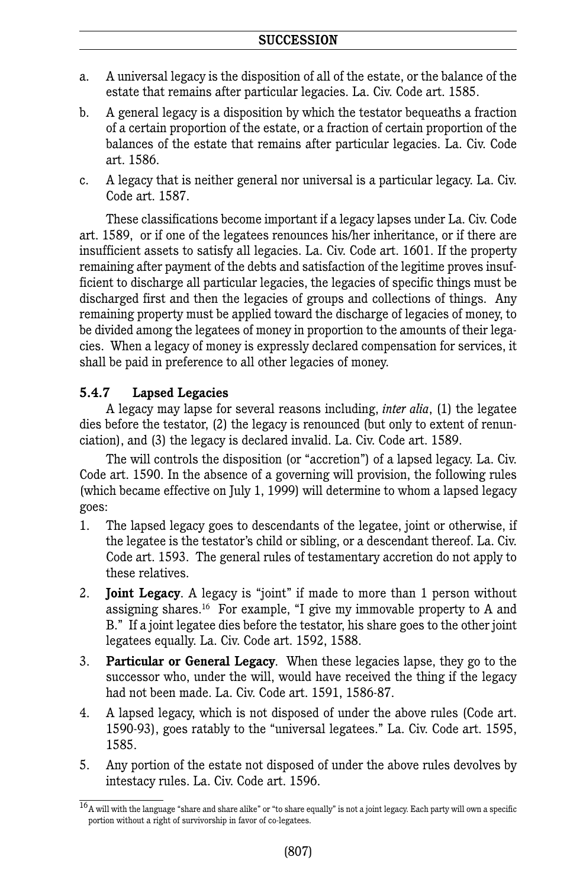a. A universal legacy is the disposition of all of the estate, or the balance of the estate that remains after particular legacies. La. Civ. Code art. 1585.

b. A general legacy is a disposition by which the testator bequeaths a fraction of a certain proportion of the estate, or a fraction of certain proportion of the balances of the estate that remains after particular legacies. La. Civ. Code art. 1586.

c. A legacy that is neither general nor universal is a particular legacy. La. Civ. Code art. 1587.

These classifications become important if a legacy lapses under La. Civ. Code art. 1589, or if one of the legatees renounces his/her inheritance, or if there are insufficient assets to satisfy all legacies. La. Civ. Code art. 1601. If the property remaining after payment of the debts and satisfaction of the legitime proves insufficient to discharge all particular legacies, the legacies of specific things must be discharged first and then the legacies of groups and collections of things. Any remaining property must be applied toward the discharge of legacies of money, to be divided among the legatees of money in proportion to the amounts of their legacies. When a legacy of money is expressly declared compensation for services, it shall be paid in preference to all other legacies of money.

### 5.4.7 Lapsed Legacies

A legacy may lapse for several reasons including, *inter alia*, (1) the legatee dies before the testator, (2) the legacy is renounced (but only to extent of renunciation), and (3) the legacy is declared invalid. La. Civ. Code art. 1589.

The will controls the disposition (or "accretion") of a lapsed legacy. La. Civ. Code art. 1590. In the absence of a governing will provision, the following rules (which became effective on July 1, 1999) will determine to whom a lapsed legacy goes:

1. The lapsed legacy goes to descendants of the legatee, joint or otherwise, if the legatee is the testator's child or sibling, or a descendant thereof. La. Civ. Code art. 1593. The general rules of testamentary accretion do not apply to these relatives.
2. **Joint Legacy**. A legacy is "joint" if made to more than 1 person without assigning shares.[16] For example, "I give my immovable property to A and B." If a joint legatee dies before the testator, his share goes to the other joint legatees equally. La. Civ. Code art. 1592, 1588.
3. **Particular or General Legacy**. When these legacies lapse, they go to the successor who, under the will, would have received the thing if the legacy had not been made. La. Civ. Code art. 1591, 1586-87.
4. A lapsed legacy, which is not disposed of under the above rules (Code art. 1590-93), goes ratably to the "universal legatees." La. Civ. Code art. 1595, 1585.
5. Any portion of the estate not disposed of under the above rules devolves by intestacy rules. La. Civ. Code art. 1596.

[16] A will with the language "share and share alike" or "to share equally" is not a joint legacy. Each party will own a specific portion without a right of survivorship in favor of co-legatees.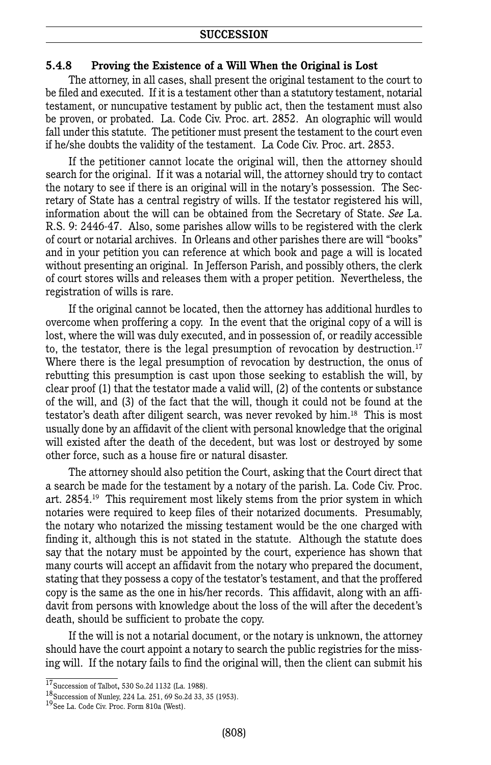### 5.4.8 Proving the Existence of a Will When the Original is Lost

The attorney, in all cases, shall present the original testament to the court to be filed and executed. If it is a testament other than a statutory testament, notarial testament, or nuncupative testament by public act, then the testament must also be proven, or probated. La. Code Civ. Proc. art. 2852. An olographic will would fall under this statute. The petitioner must present the testament to the court even if he/she doubts the validity of the testament. La Code Civ. Proc. art. 2853.

If the petitioner cannot locate the original will, then the attorney should search for the original. If it was a notarial will, the attorney should try to contact the notary to see if there is an original will in the notary's possession. The Secretary of State has a central registry of wills. If the testator registered his will, information about the will can be obtained from the Secretary of State. *See* La. R.S. 9: 2446-47. Also, some parishes allow wills to be registered with the clerk of court or notarial archives. In Orleans and other parishes there are will "books" and in your petition you can reference at which book and page a will is located without presenting an original. In Jefferson Parish, and possibly others, the clerk of court stores wills and releases them with a proper petition. Nevertheless, the registration of wills is rare.

If the original cannot be located, then the attorney has additional hurdles to overcome when proffering a copy. In the event that the original copy of a will is lost, where the will was duly executed, and in possession of, or readily accessible to, the testator, there is the legal presumption of revocation by destruction.[17] Where there is the legal presumption of revocation by destruction, the onus of rebutting this presumption is cast upon those seeking to establish the will, by clear proof (1) that the testator made a valid will, (2) of the contents or substance of the will, and (3) of the fact that the will, though it could not be found at the testator's death after diligent search, was never revoked by him.[18] This is most usually done by an affidavit of the client with personal knowledge that the original will existed after the death of the decedent, but was lost or destroyed by some other force, such as a house fire or natural disaster.

The attorney should also petition the Court, asking that the Court direct that a search be made for the testament by a notary of the parish. La. Code Civ. Proc. art. 2854.[19] This requirement most likely stems from the prior system in which notaries were required to keep files of their notarized documents. Presumably, the notary who notarized the missing testament would be the one charged with finding it, although this is not stated in the statute. Although the statute does say that the notary must be appointed by the court, experience has shown that many courts will accept an affidavit from the notary who prepared the document, stating that they possess a copy of the testator's testament, and that the proffered copy is the same as the one in his/her records. This affidavit, along with an affidavit from persons with knowledge about the loss of the will after the decedent's death, should be sufficient to probate the copy.

If the will is not a notarial document, or the notary is unknown, the attorney should have the court appoint a notary to search the public registries for the missing will. If the notary fails to find the original will, then the client can submit his

---

[17] Succession of Talbot, 530 So.2d 1132 (La. 1988).

[18] Succession of Nunley, 224 La. 251, 69 So.2d 33, 35 (1953).

[19] See La. Code Civ. Proc. Form 810a (West).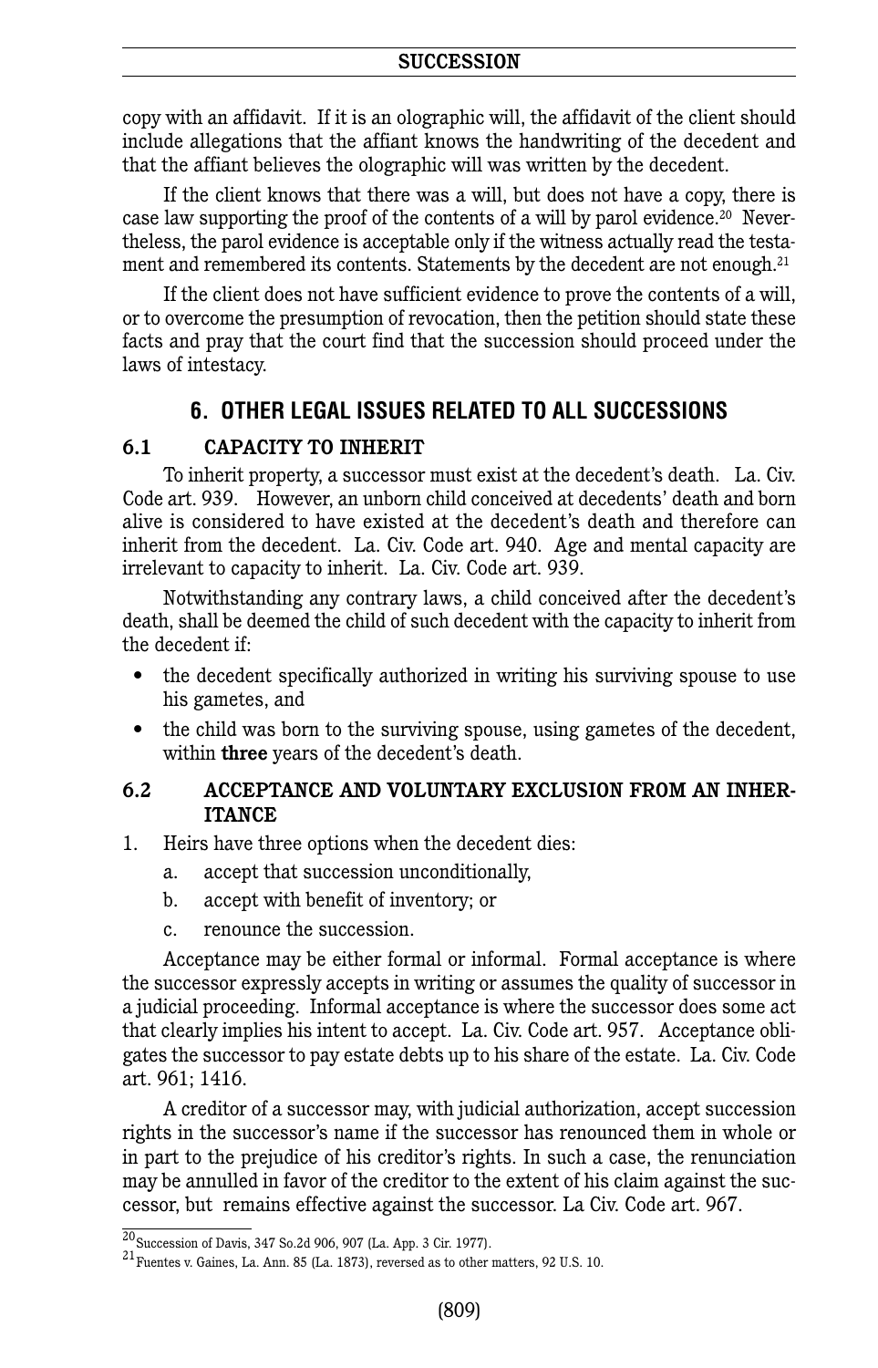copy with an affidavit. If it is an olographic will, the affidavit of the client should include allegations that the affiant knows the handwriting of the decedent and that the affiant believes the olographic will was written by the decedent.

If the client knows that there was a will, but does not have a copy, there is case law supporting the proof of the contents of a will by parol evidence.[20] Nevertheless, the parol evidence is acceptable only if the witness actually read the testament and remembered its contents. Statements by the decedent are not enough.[21]

If the client does not have sufficient evidence to prove the contents of a will, or to overcome the presumption of revocation, then the petition should state these facts and pray that the court find that the succession should proceed under the laws of intestacy.

## 6. OTHER LEGAL ISSUES RELATED TO ALL SUCCESSIONS

### 6.1 CAPACITY TO INHERIT

To inherit property, a successor must exist at the decedent's death. La. Civ. Code art. 939. However, an unborn child conceived at decedents' death and born alive is considered to have existed at the decedent's death and therefore can inherit from the decedent. La. Civ. Code art. 940. Age and mental capacity are irrelevant to capacity to inherit. La. Civ. Code art. 939.

Notwithstanding any contrary laws, a child conceived after the decedent's death, shall be deemed the child of such decedent with the capacity to inherit from the decedent if:

- the decedent specifically authorized in writing his surviving spouse to use his gametes, and
- the child was born to the surviving spouse, using gametes of the decedent, within **three** years of the decedent's death.

### 6.2 ACCEPTANCE AND VOLUNTARY EXCLUSION FROM AN INHERITANCE

1. Heirs have three options when the decedent dies:
   a. accept that succession unconditionally,
   b. accept with benefit of inventory; or
   c. renounce the succession.

Acceptance may be either formal or informal. Formal acceptance is where the successor expressly accepts in writing or assumes the quality of successor in a judicial proceeding. Informal acceptance is where the successor does some act that clearly implies his intent to accept. La. Civ. Code art. 957. Acceptance obligates the successor to pay estate debts up to his share of the estate. La. Civ. Code art. 961; 1416.

A creditor of a successor may, with judicial authorization, accept succession rights in the successor's name if the successor has renounced them in whole or in part to the prejudice of his creditor's rights. In such a case, the renunciation may be annulled in favor of the creditor to the extent of his claim against the successor, but remains effective against the successor. La Civ. Code art. 967.

---

[20] Succession of Davis, 347 So.2d 906, 907 (La. App. 3 Cir. 1977).

[21] Fuentes v. Gaines, La. Ann. 85 (La. 1873), reversed as to other matters, 92 U.S. 10.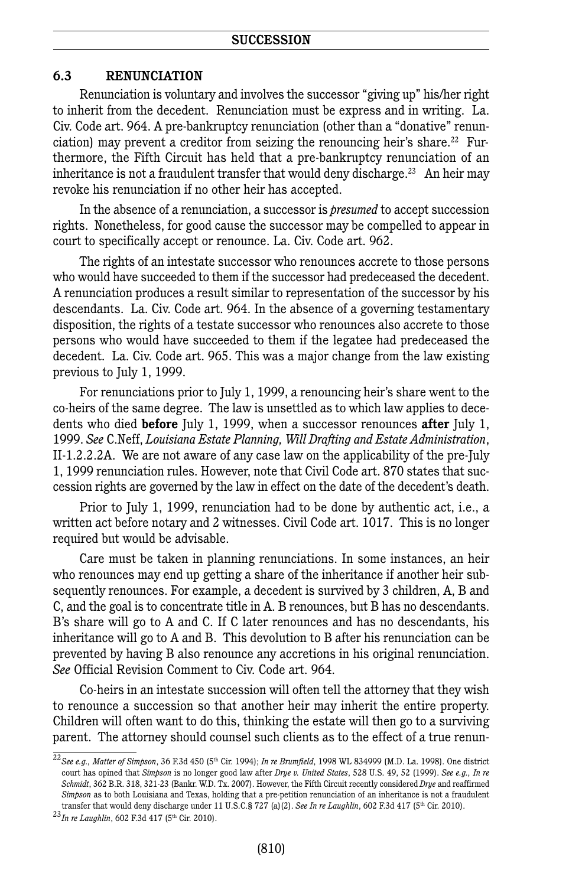### 6.3 RENUNCIATION

Renunciation is voluntary and involves the successor "giving up" his/her right to inherit from the decedent. Renunciation must be express and in writing. La. Civ. Code art. 964. A pre-bankruptcy renunciation (other than a "donative" renunciation) may prevent a creditor from seizing the renouncing heir's share.[22] Furthermore, the Fifth Circuit has held that a pre-bankruptcy renunciation of an inheritance is not a fraudulent transfer that would deny discharge.[23] An heir may revoke his renunciation if no other heir has accepted.

In the absence of a renunciation, a successor is *presumed* to accept succession rights. Nonetheless, for good cause the successor may be compelled to appear in court to specifically accept or renounce. La. Civ. Code art. 962.

The rights of an intestate successor who renounces accrete to those persons who would have succeeded to them if the successor had predeceased the decedent. A renunciation produces a result similar to representation of the successor by his descendants. La. Civ. Code art. 964. In the absence of a governing testamentary disposition, the rights of a testate successor who renounces also accrete to those persons who would have succeeded to them if the legatee had predeceased the decedent. La. Civ. Code art. 965. This was a major change from the law existing previous to July 1, 1999.

For renunciations prior to July 1, 1999, a renouncing heir's share went to the co-heirs of the same degree. The law is unsettled as to which law applies to decedents who died **before** July 1, 1999, when a successor renounces **after** July 1, 1999. *See* C.Neff, *Louisiana Estate Planning, Will Drafting and Estate Administration*, II-1.2.2.2A. We are not aware of any case law on the applicability of the pre-July 1, 1999 renunciation rules. However, note that Civil Code art. 870 states that succession rights are governed by the law in effect on the date of the decedent's death.

Prior to July 1, 1999, renunciation had to be done by authentic act, i.e., a written act before notary and 2 witnesses. Civil Code art. 1017. This is no longer required but would be advisable.

Care must be taken in planning renunciations. In some instances, an heir who renounces may end up getting a share of the inheritance if another heir subsequently renounces. For example, a decedent is survived by 3 children, A, B and C, and the goal is to concentrate title in A. B renounces, but B has no descendants. B's share will go to A and C. If C later renounces and has no descendants, his inheritance will go to A and B. This devolution to B after his renunciation can be prevented by having B also renounce any accretions in his original renunciation. *See* Official Revision Comment to Civ. Code art. 964.

Co-heirs in an intestate succession will often tell the attorney that they wish to renounce a succession so that another heir may inherit the entire property. Children will often want to do this, thinking the estate will then go to a surviving parent. The attorney should counsel such clients as to the effect of a true renun-

---

[22] *See e.g., Matter of Simpson*, 36 F.3d 450 (5th Cir. 1994); *In re Brumfield*, 1998 WL 834999 (M.D. La. 1998). One district court has opined that *Simpson* is no longer good law after *Drye v. United States*, 528 U.S. 49, 52 (1999). *See e.g., In re Schmidt*, 362 B.R. 318, 321-23 (Bankr. W.D. Tx. 2007). However, the Fifth Circuit recently considered *Drye* and reaffirmed *Simpson* as to both Louisiana and Texas, holding that a pre-petition renunciation of an inheritance is not a fraudulent transfer that would deny discharge under 11 U.S.C.§ 727 (a)(2). *See In re Laughlin*, 602 F.3d 417 (5th Cir. 2010).

[23] *In re Laughlin*, 602 F.3d 417 (5th Cir. 2010).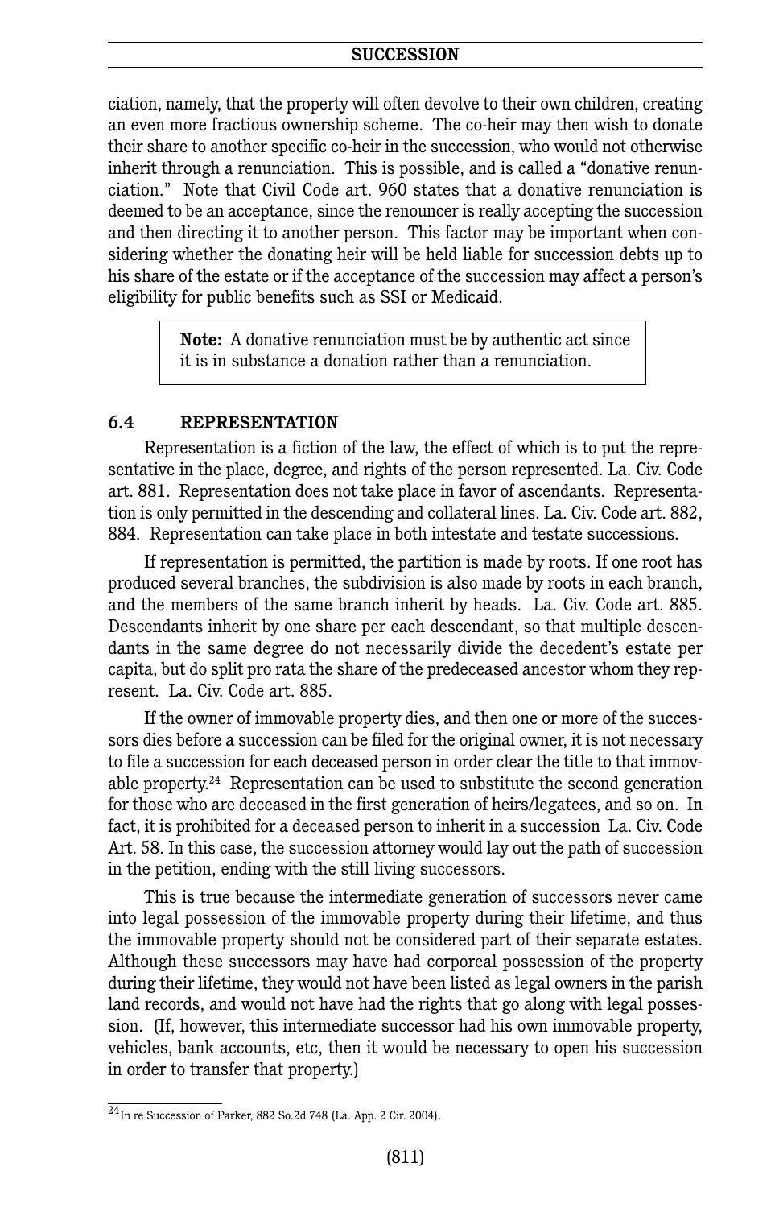ciation, namely, that the property will often devolve to their own children, creating an even more fractious ownership scheme. The co-heir may then wish to donate their share to another specific co-heir in the succession, who would not otherwise inherit through a renunciation. This is possible, and is called a "donative renunciation." Note that Civil Code art. 960 states that a donative renunciation is deemed to be an acceptance, since the renouncer is really accepting the succession and then directing it to another person. This factor may be important when considering whether the donating heir will be held liable for succession debts up to his share of the estate or if the acceptance of the succession may affect a person's eligibility for public benefits such as SSI or Medicaid.

> **Note:** A donative renunciation must be by authentic act since it is in substance a donation rather than a renunciation.

### 6.4 REPRESENTATION

Representation is a fiction of the law, the effect of which is to put the representative in the place, degree, and rights of the person represented. La. Civ. Code art. 881. Representation does not take place in favor of ascendants. Representation is only permitted in the descending and collateral lines. La. Civ. Code art. 882, 884. Representation can take place in both intestate and testate successions.

If representation is permitted, the partition is made by roots. If one root has produced several branches, the subdivision is also made by roots in each branch, and the members of the same branch inherit by heads. La. Civ. Code art. 885. Descendants inherit by one share per each descendant, so that multiple descendants in the same degree do not necessarily divide the decedent's estate per capita, but do split pro rata the share of the predeceased ancestor whom they represent. La. Civ. Code art. 885.

If the owner of immovable property dies, and then one or more of the successors dies before a succession can be filed for the original owner, it is not necessary to file a succession for each deceased person in order clear the title to that immovable property.[24] Representation can be used to substitute the second generation for those who are deceased in the first generation of heirs/legatees, and so on. In fact, it is prohibited for a deceased person to inherit in a succession La. Civ. Code Art. 58. In this case, the succession attorney would lay out the path of succession in the petition, ending with the still living successors.

This is true because the intermediate generation of successors never came into legal possession of the immovable property during their lifetime, and thus the immovable property should not be considered part of their separate estates. Although these successors may have had corporeal possession of the property during their lifetime, they would not have been listed as legal owners in the parish land records, and would not have had the rights that go along with legal possession. (If, however, this intermediate successor had his own immovable property, vehicles, bank accounts, etc, then it would be necessary to open his succession in order to transfer that property.)

---

[24] In re Succession of Parker, 882 So.2d 748 (La. App. 2 Cir. 2004).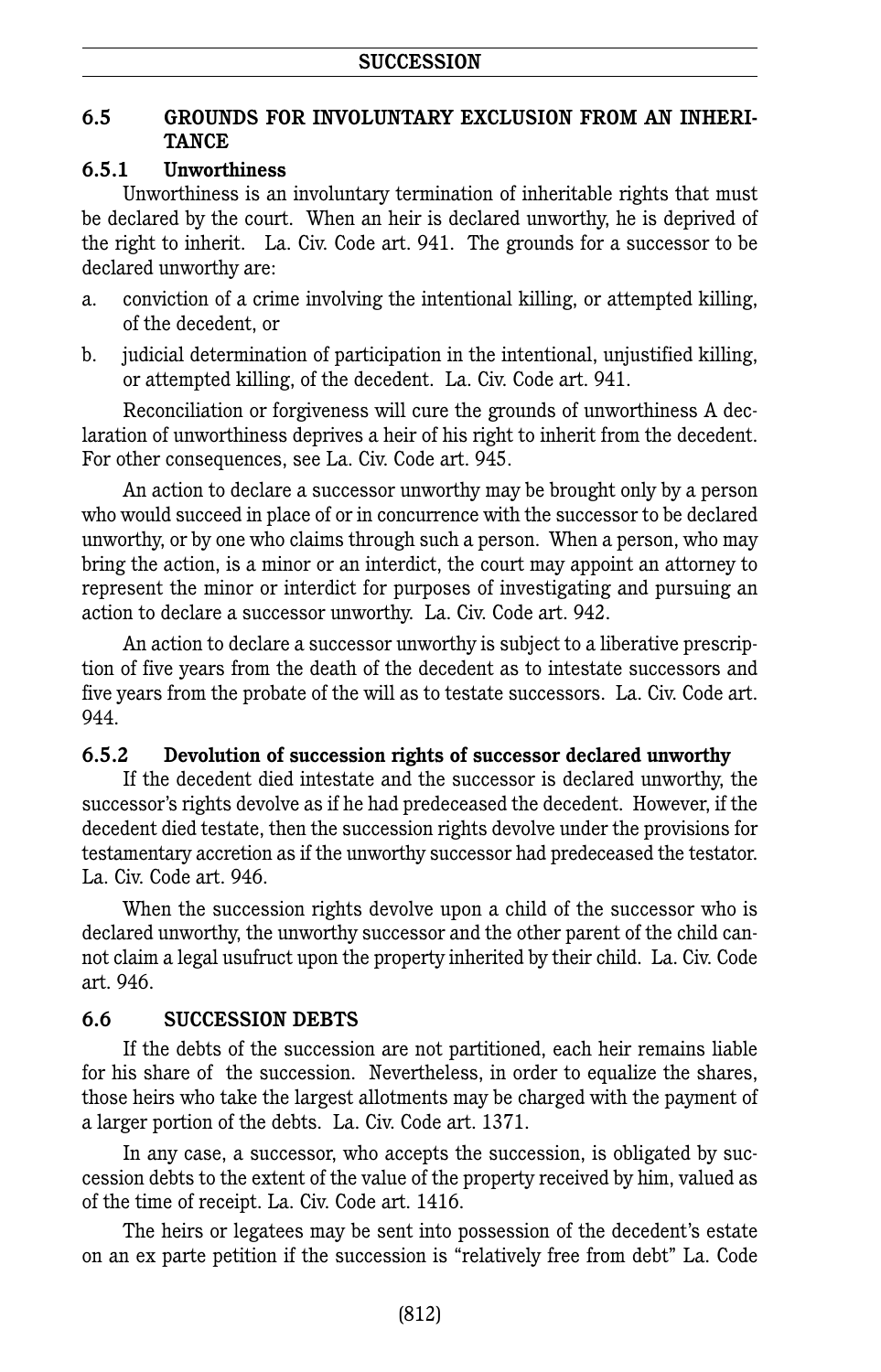### 6.5 GROUNDS FOR INVOLUNTARY EXCLUSION FROM AN INHERITANCE

#### 6.5.1 Unworthiness

Unworthiness is an involuntary termination of inheritable rights that must be declared by the court. When an heir is declared unworthy, he is deprived of the right to inherit. La. Civ. Code art. 941. The grounds for a successor to be declared unworthy are:

a. conviction of a crime involving the intentional killing, or attempted killing, of the decedent, or

b. judicial determination of participation in the intentional, unjustified killing, or attempted killing, of the decedent. La. Civ. Code art. 941.

Reconciliation or forgiveness will cure the grounds of unworthiness A declaration of unworthiness deprives a heir of his right to inherit from the decedent. For other consequences, see La. Civ. Code art. 945.

An action to declare a successor unworthy may be brought only by a person who would succeed in place of or in concurrence with the successor to be declared unworthy, or by one who claims through such a person. When a person, who may bring the action, is a minor or an interdict, the court may appoint an attorney to represent the minor or interdict for purposes of investigating and pursuing an action to declare a successor unworthy. La. Civ. Code art. 942.

An action to declare a successor unworthy is subject to a liberative prescription of five years from the death of the decedent as to intestate successors and five years from the probate of the will as to testate successors. La. Civ. Code art. 944.

#### 6.5.2 Devolution of succession rights of successor declared unworthy

If the decedent died intestate and the successor is declared unworthy, the successor's rights devolve as if he had predeceased the decedent. However, if the decedent died testate, then the succession rights devolve under the provisions for testamentary accretion as if the unworthy successor had predeceased the testator. La. Civ. Code art. 946.

When the succession rights devolve upon a child of the successor who is declared unworthy, the unworthy successor and the other parent of the child cannot claim a legal usufruct upon the property inherited by their child. La. Civ. Code art. 946.

### 6.6 SUCCESSION DEBTS

If the debts of the succession are not partitioned, each heir remains liable for his share of the succession. Nevertheless, in order to equalize the shares, those heirs who take the largest allotments may be charged with the payment of a larger portion of the debts. La. Civ. Code art. 1371.

In any case, a successor, who accepts the succession, is obligated by succession debts to the extent of the value of the property received by him, valued as of the time of receipt. La. Civ. Code art. 1416.

The heirs or legatees may be sent into possession of the decedent's estate on an ex parte petition if the succession is "relatively free from debt" La. Code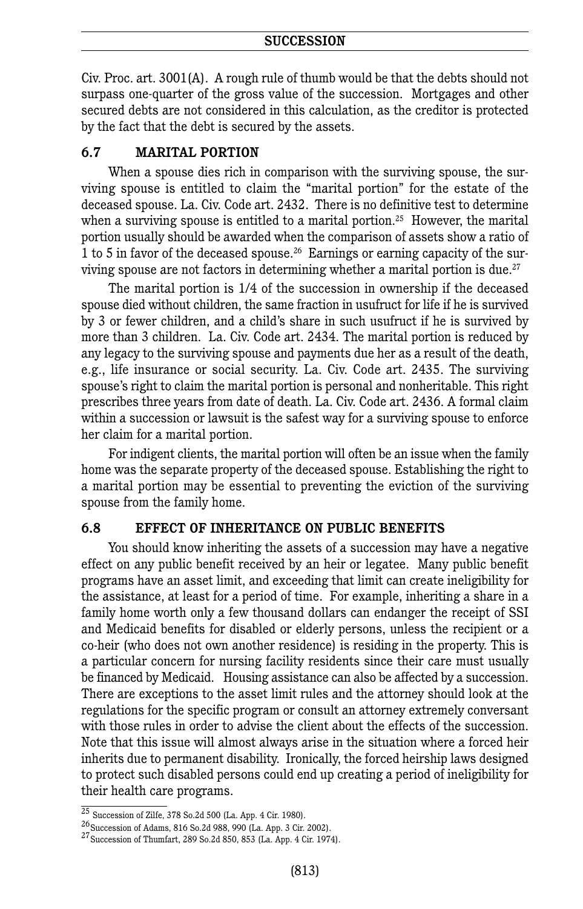Civ. Proc. art. 3001(A). A rough rule of thumb would be that the debts should not surpass one-quarter of the gross value of the succession. Mortgages and other secured debts are not considered in this calculation, as the creditor is protected by the fact that the debt is secured by the assets.

## 6.7 MARITAL PORTION

When a spouse dies rich in comparison with the surviving spouse, the surviving spouse is entitled to claim the "marital portion" for the estate of the deceased spouse. La. Civ. Code art. 2432. There is no definitive test to determine when a surviving spouse is entitled to a marital portion.[25] However, the marital portion usually should be awarded when the comparison of assets show a ratio of 1 to 5 in favor of the deceased spouse.[26] Earnings or earning capacity of the surviving spouse are not factors in determining whether a marital portion is due.[27]

The marital portion is 1/4 of the succession in ownership if the deceased spouse died without children, the same fraction in usufruct for life if he is survived by 3 or fewer children, and a child's share in such usufruct if he is survived by more than 3 children. La. Civ. Code art. 2434. The marital portion is reduced by any legacy to the surviving spouse and payments due her as a result of the death, e.g., life insurance or social security. La. Civ. Code art. 2435. The surviving spouse's right to claim the marital portion is personal and nonheritable. This right prescribes three years from date of death. La. Civ. Code art. 2436. A formal claim within a succession or lawsuit is the safest way for a surviving spouse to enforce her claim for a marital portion.

For indigent clients, the marital portion will often be an issue when the family home was the separate property of the deceased spouse. Establishing the right to a marital portion may be essential to preventing the eviction of the surviving spouse from the family home.

## 6.8 EFFECT OF INHERITANCE ON PUBLIC BENEFITS

You should know inheriting the assets of a succession may have a negative effect on any public benefit received by an heir or legatee. Many public benefit programs have an asset limit, and exceeding that limit can create ineligibility for the assistance, at least for a period of time. For example, inheriting a share in a family home worth only a few thousand dollars can endanger the receipt of SSI and Medicaid benefits for disabled or elderly persons, unless the recipient or a co-heir (who does not own another residence) is residing in the property. This is a particular concern for nursing facility residents since their care must usually be financed by Medicaid. Housing assistance can also be affected by a succession. There are exceptions to the asset limit rules and the attorney should look at the regulations for the specific program or consult an attorney extremely conversant with those rules in order to advise the client about the effects of the succession. Note that this issue will almost always arise in the situation where a forced heir inherits due to permanent disability. Ironically, the forced heirship laws designed to protect such disabled persons could end up creating a period of ineligibility for their health care programs.

---

[25] Succession of Zilfe, 378 So.2d 500 (La. App. 4 Cir. 1980).

[26] Succession of Adams, 816 So.2d 988, 990 (La. App. 3 Cir. 2002).

[27] Succession of Thumfart, 289 So.2d 850, 853 (La. App. 4 Cir. 1974).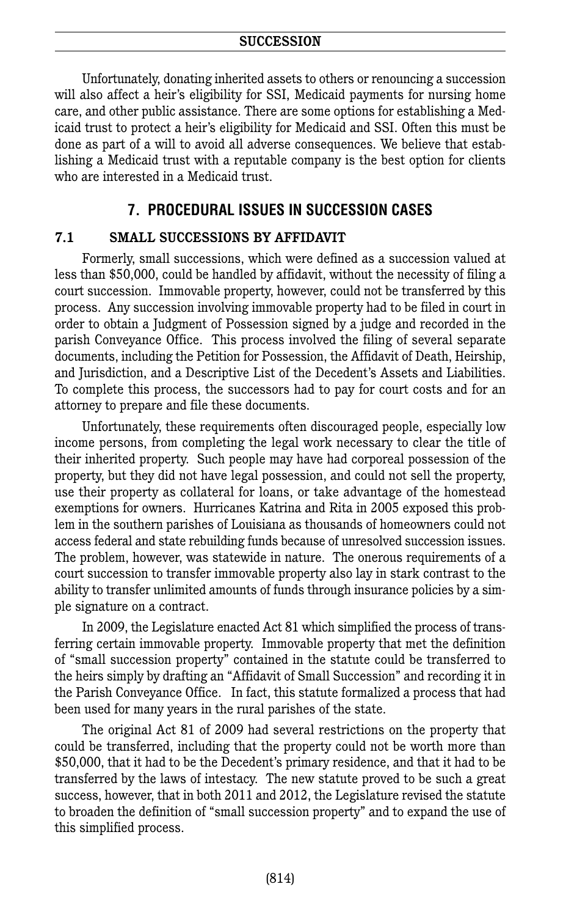Unfortunately, donating inherited assets to others or renouncing a succession will also affect a heir's eligibility for SSI, Medicaid payments for nursing home care, and other public assistance. There are some options for establishing a Medicaid trust to protect a heir's eligibility for Medicaid and SSI. Often this must be done as part of a will to avoid all adverse consequences. We believe that establishing a Medicaid trust with a reputable company is the best option for clients who are interested in a Medicaid trust.

## 7. PROCEDURAL ISSUES IN SUCCESSION CASES

### 7.1 SMALL SUCCESSIONS BY AFFIDAVIT

Formerly, small successions, which were defined as a succession valued at less than $50,000, could be handled by affidavit, without the necessity of filing a court succession. Immovable property, however, could not be transferred by this process. Any succession involving immovable property had to be filed in court in order to obtain a Judgment of Possession signed by a judge and recorded in the parish Conveyance Office. This process involved the filing of several separate documents, including the Petition for Possession, the Affidavit of Death, Heirship, and Jurisdiction, and a Descriptive List of the Decedent's Assets and Liabilities. To complete this process, the successors had to pay for court costs and for an attorney to prepare and file these documents.

Unfortunately, these requirements often discouraged people, especially low income persons, from completing the legal work necessary to clear the title of their inherited property. Such people may have had corporeal possession of the property, but they did not have legal possession, and could not sell the property, use their property as collateral for loans, or take advantage of the homestead exemptions for owners. Hurricanes Katrina and Rita in 2005 exposed this problem in the southern parishes of Louisiana as thousands of homeowners could not access federal and state rebuilding funds because of unresolved succession issues. The problem, however, was statewide in nature. The onerous requirements of a court succession to transfer immovable property also lay in stark contrast to the ability to transfer unlimited amounts of funds through insurance policies by a simple signature on a contract.

In 2009, the Legislature enacted Act 81 which simplified the process of transferring certain immovable property. Immovable property that met the definition of "small succession property" contained in the statute could be transferred to the heirs simply by drafting an "Affidavit of Small Succession" and recording it in the Parish Conveyance Office. In fact, this statute formalized a process that had been used for many years in the rural parishes of the state.

The original Act 81 of 2009 had several restrictions on the property that could be transferred, including that the property could not be worth more than $50,000, that it had to be the Decedent's primary residence, and that it had to be transferred by the laws of intestacy. The new statute proved to be such a great success, however, that in both 2011 and 2012, the Legislature revised the statute to broaden the definition of "small succession property" and to expand the use of this simplified process.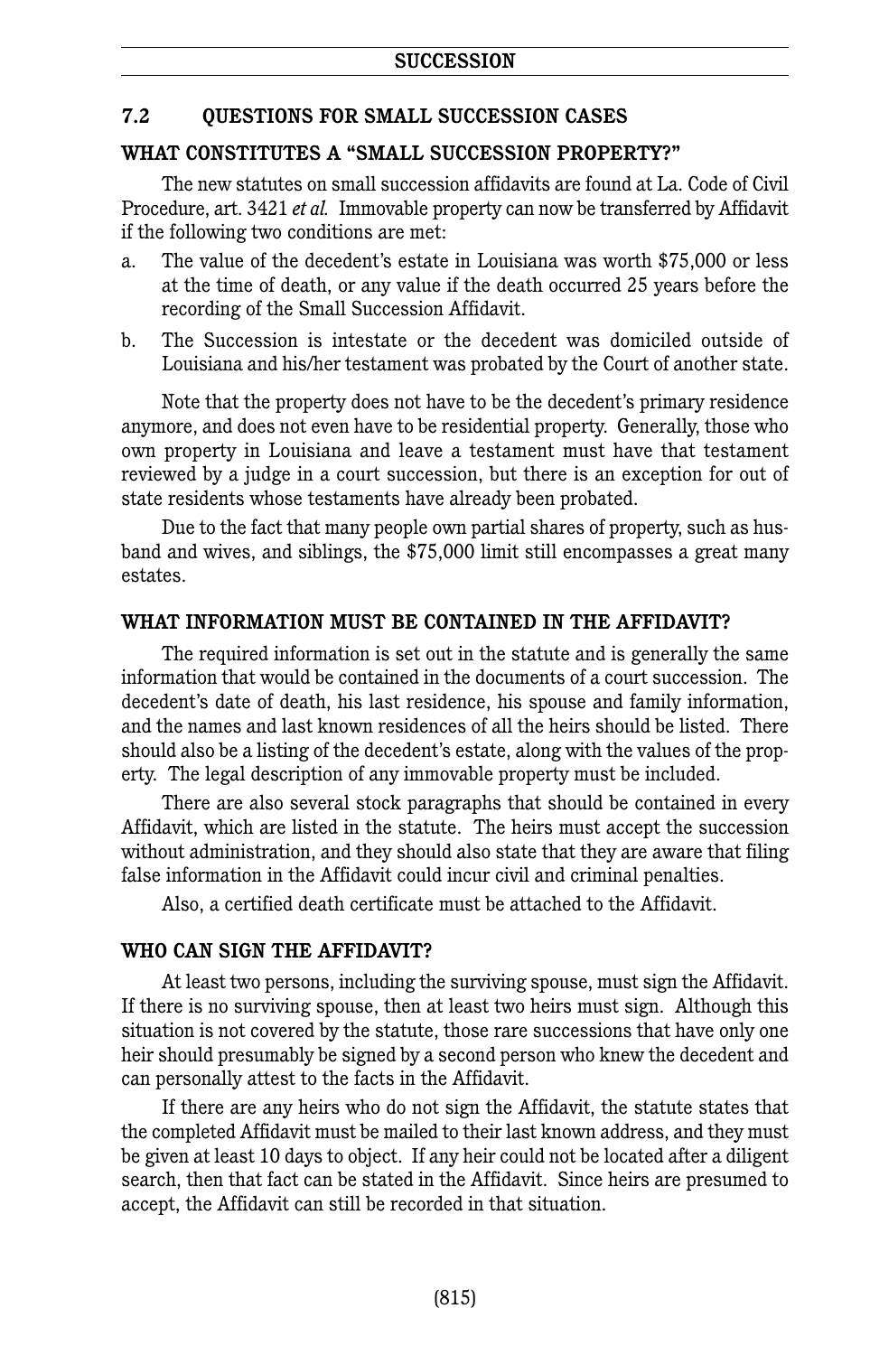## 7.2 QUESTIONS FOR SMALL SUCCESSION CASES

### WHAT CONSTITUTES A "SMALL SUCCESSION PROPERTY?"

The new statutes on small succession affidavits are found at La. Code of Civil Procedure, art. 3421 *et al.* Immovable property can now be transferred by Affidavit if the following two conditions are met:

a. The value of the decedent's estate in Louisiana was worth $75,000 or less at the time of death, or any value if the death occurred 25 years before the recording of the Small Succession Affidavit.

b. The Succession is intestate or the decedent was domiciled outside of Louisiana and his/her testament was probated by the Court of another state.

Note that the property does not have to be the decedent's primary residence anymore, and does not even have to be residential property. Generally, those who own property in Louisiana and leave a testament must have that testament reviewed by a judge in a court succession, but there is an exception for out of state residents whose testaments have already been probated.

Due to the fact that many people own partial shares of property, such as husband and wives, and siblings, the $75,000 limit still encompasses a great many estates.

### WHAT INFORMATION MUST BE CONTAINED IN THE AFFIDAVIT?

The required information is set out in the statute and is generally the same information that would be contained in the documents of a court succession. The decedent's date of death, his last residence, his spouse and family information, and the names and last known residences of all the heirs should be listed. There should also be a listing of the decedent's estate, along with the values of the property. The legal description of any immovable property must be included.

There are also several stock paragraphs that should be contained in every Affidavit, which are listed in the statute. The heirs must accept the succession without administration, and they should also state that they are aware that filing false information in the Affidavit could incur civil and criminal penalties.

Also, a certified death certificate must be attached to the Affidavit.

### WHO CAN SIGN THE AFFIDAVIT?

At least two persons, including the surviving spouse, must sign the Affidavit. If there is no surviving spouse, then at least two heirs must sign. Although this situation is not covered by the statute, those rare successions that have only one heir should presumably be signed by a second person who knew the decedent and can personally attest to the facts in the Affidavit.

If there are any heirs who do not sign the Affidavit, the statute states that the completed Affidavit must be mailed to their last known address, and they must be given at least 10 days to object. If any heir could not be located after a diligent search, then that fact can be stated in the Affidavit. Since heirs are presumed to accept, the Affidavit can still be recorded in that situation.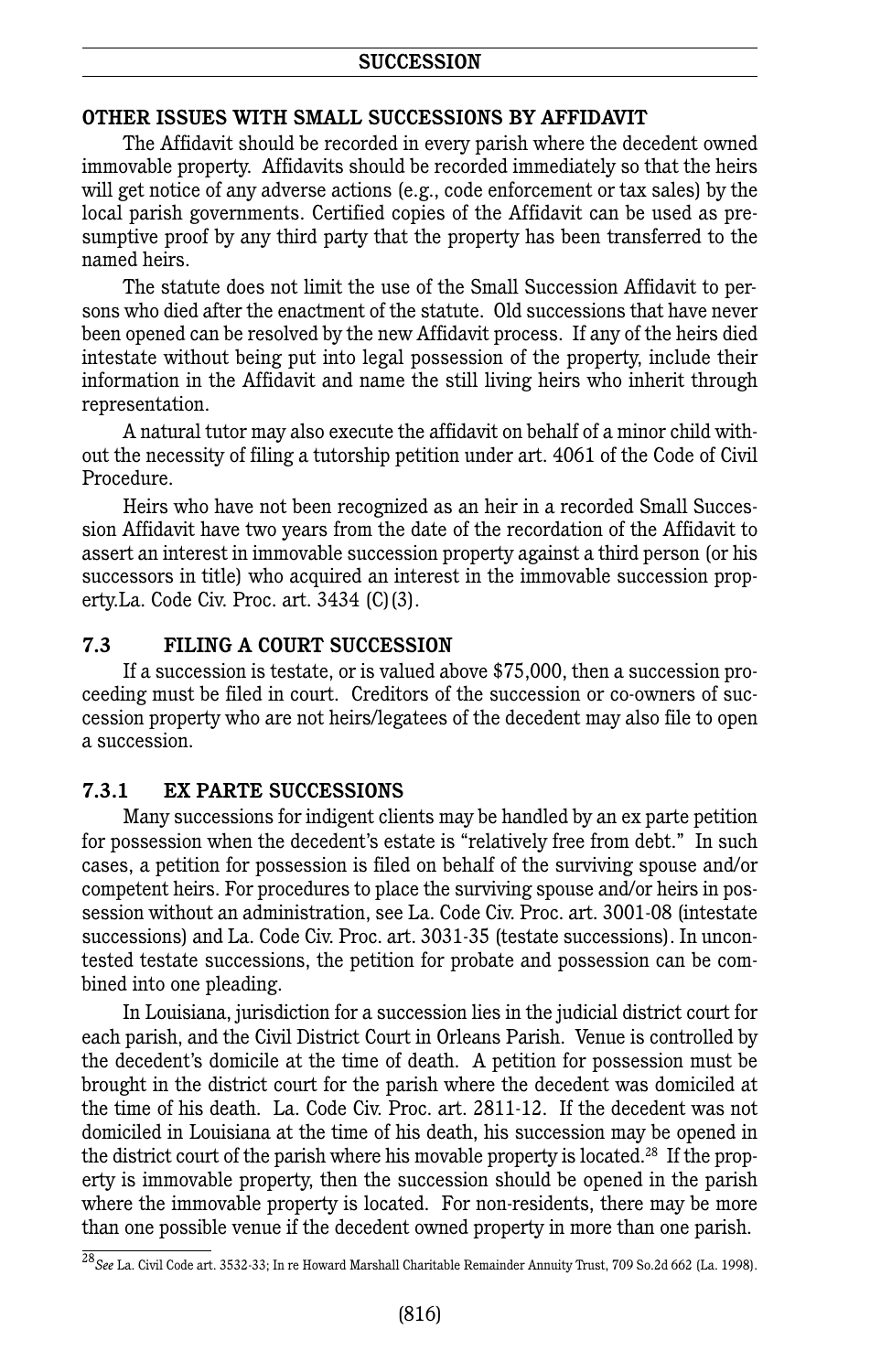## OTHER ISSUES WITH SMALL SUCCESSIONS BY AFFIDAVIT

The Affidavit should be recorded in every parish where the decedent owned immovable property. Affidavits should be recorded immediately so that the heirs will get notice of any adverse actions (e.g., code enforcement or tax sales) by the local parish governments. Certified copies of the Affidavit can be used as presumptive proof by any third party that the property has been transferred to the named heirs.

The statute does not limit the use of the Small Succession Affidavit to persons who died after the enactment of the statute. Old successions that have never been opened can be resolved by the new Affidavit process. If any of the heirs died intestate without being put into legal possession of the property, include their information in the Affidavit and name the still living heirs who inherit through representation.

A natural tutor may also execute the affidavit on behalf of a minor child without the necessity of filing a tutorship petition under art. 4061 of the Code of Civil Procedure.

Heirs who have not been recognized as an heir in a recorded Small Succession Affidavit have two years from the date of the recordation of the Affidavit to assert an interest in immovable succession property against a third person (or his successors in title) who acquired an interest in the immovable succession property.La. Code Civ. Proc. art. 3434 (C)(3).

## 7.3 FILING A COURT SUCCESSION

If a succession is testate, or is valued above $75,000, then a succession proceeding must be filed in court. Creditors of the succession or co-owners of succession property who are not heirs/legatees of the decedent may also file to open a succession.

### 7.3.1 EX PARTE SUCCESSIONS

Many successions for indigent clients may be handled by an ex parte petition for possession when the decedent's estate is "relatively free from debt." In such cases, a petition for possession is filed on behalf of the surviving spouse and/or competent heirs. For procedures to place the surviving spouse and/or heirs in possession without an administration, see La. Code Civ. Proc. art. 3001-08 (intestate successions) and La. Code Civ. Proc. art. 3031-35 (testate successions). In uncontested testate successions, the petition for probate and possession can be combined into one pleading.

In Louisiana, jurisdiction for a succession lies in the judicial district court for each parish, and the Civil District Court in Orleans Parish. Venue is controlled by the decedent's domicile at the time of death. A petition for possession must be brought in the district court for the parish where the decedent was domiciled at the time of his death. La. Code Civ. Proc. art. 2811-12. If the decedent was not domiciled in Louisiana at the time of his death, his succession may be opened in the district court of the parish where his movable property is located.[28] If the property is immovable property, then the succession should be opened in the parish where the immovable property is located. For non-residents, there may be more than one possible venue if the decedent owned property in more than one parish.

[28] *See* La. Civil Code art. 3532-33; In re Howard Marshall Charitable Remainder Annuity Trust, 709 So.2d 662 (La. 1998).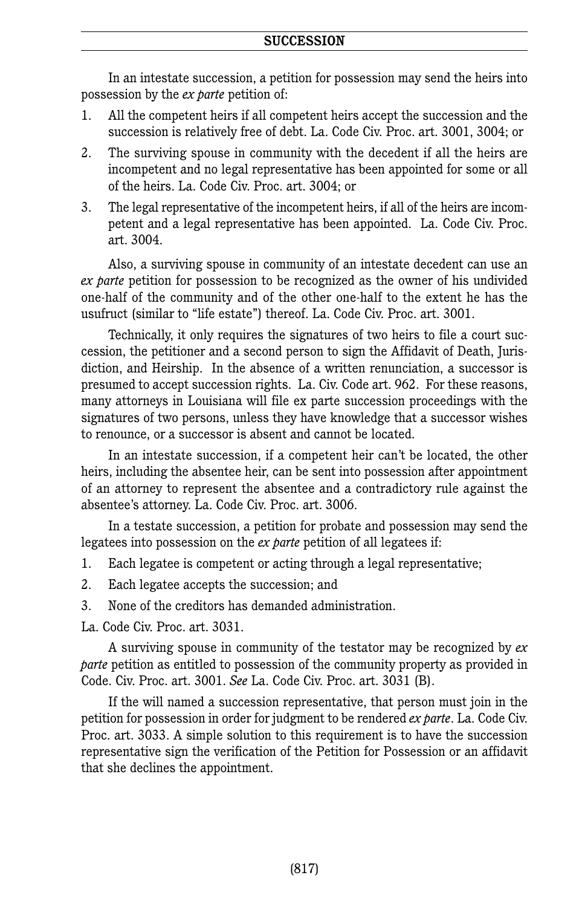In an intestate succession, a petition for possession may send the heirs into possession by the *ex parte* petition of:

1. All the competent heirs if all competent heirs accept the succession and the succession is relatively free of debt. La. Code Civ. Proc. art. 3001, 3004; or
2. The surviving spouse in community with the decedent if all the heirs are incompetent and no legal representative has been appointed for some or all of the heirs. La. Code Civ. Proc. art. 3004; or
3. The legal representative of the incompetent heirs, if all of the heirs are incompetent and a legal representative has been appointed. La. Code Civ. Proc. art. 3004.

Also, a surviving spouse in community of an intestate decedent can use an *ex parte* petition for possession to be recognized as the owner of his undivided one-half of the community and of the other one-half to the extent he has the usufruct (similar to "life estate") thereof. La. Code Civ. Proc. art. 3001.

Technically, it only requires the signatures of two heirs to file a court succession, the petitioner and a second person to sign the Affidavit of Death, Jurisdiction, and Heirship. In the absence of a written renunciation, a successor is presumed to accept succession rights. La. Civ. Code art. 962. For these reasons, many attorneys in Louisiana will file ex parte succession proceedings with the signatures of two persons, unless they have knowledge that a successor wishes to renounce, or a successor is absent and cannot be located.

In an intestate succession, if a competent heir can't be located, the other heirs, including the absentee heir, can be sent into possession after appointment of an attorney to represent the absentee and a contradictory rule against the absentee's attorney. La. Code Civ. Proc. art. 3006.

In a testate succession, a petition for probate and possession may send the legatees into possession on the *ex parte* petition of all legatees if:

1. Each legatee is competent or acting through a legal representative;
2. Each legatee accepts the succession; and
3. None of the creditors has demanded administration.

La. Code Civ. Proc. art. 3031.

A surviving spouse in community of the testator may be recognized by *ex parte* petition as entitled to possession of the community property as provided in Code. Civ. Proc. art. 3001. *See* La. Code Civ. Proc. art. 3031 (B).

If the will named a succession representative, that person must join in the petition for possession in order for judgment to be rendered *ex parte*. La. Code Civ. Proc. art. 3033. A simple solution to this requirement is to have the succession representative sign the verification of the Petition for Possession or an affidavit that she declines the appointment.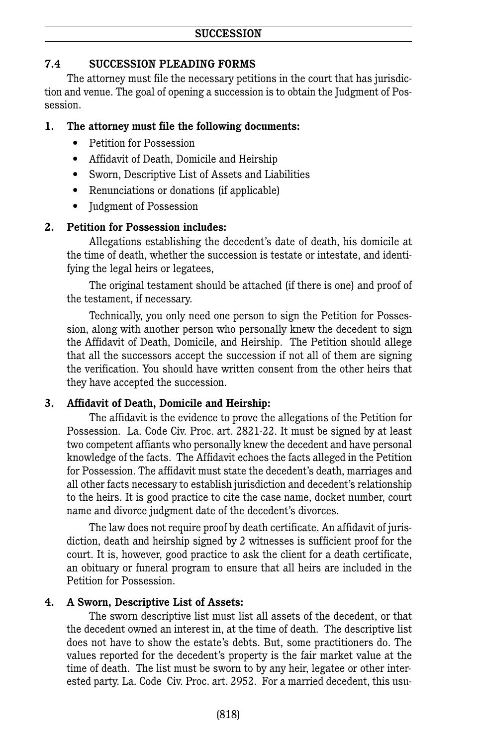## 7.4 SUCCESSION PLEADING FORMS

The attorney must file the necessary petitions in the court that has jurisdiction and venue. The goal of opening a succession is to obtain the Judgment of Possession.

### 1. The attorney must file the following documents:

- Petition for Possession
- Affidavit of Death, Domicile and Heirship
- Sworn, Descriptive List of Assets and Liabilities
- Renunciations or donations (if applicable)
- Judgment of Possession

### 2. Petition for Possession includes:

Allegations establishing the decedent's date of death, his domicile at the time of death, whether the succession is testate or intestate, and identifying the legal heirs or legatees,

The original testament should be attached (if there is one) and proof of the testament, if necessary.

Technically, you only need one person to sign the Petition for Possession, along with another person who personally knew the decedent to sign the Affidavit of Death, Domicile, and Heirship. The Petition should allege that all the successors accept the succession if not all of them are signing the verification. You should have written consent from the other heirs that they have accepted the succession.

### 3. Affidavit of Death, Domicile and Heirship:

The affidavit is the evidence to prove the allegations of the Petition for Possession. La. Code Civ. Proc. art. 2821-22. It must be signed by at least two competent affiants who personally knew the decedent and have personal knowledge of the facts. The Affidavit echoes the facts alleged in the Petition for Possession. The affidavit must state the decedent's death, marriages and all other facts necessary to establish jurisdiction and decedent's relationship to the heirs. It is good practice to cite the case name, docket number, court name and divorce judgment date of the decedent's divorces.

The law does not require proof by death certificate. An affidavit of jurisdiction, death and heirship signed by 2 witnesses is sufficient proof for the court. It is, however, good practice to ask the client for a death certificate, an obituary or funeral program to ensure that all heirs are included in the Petition for Possession.

### 4. A Sworn, Descriptive List of Assets:

The sworn descriptive list must list all assets of the decedent, or that the decedent owned an interest in, at the time of death. The descriptive list does not have to show the estate's debts. But, some practitioners do. The values reported for the decedent's property is the fair market value at the time of death. The list must be sworn to by any heir, legatee or other interested party. La. Code Civ. Proc. art. 2952. For a married decedent, this usu-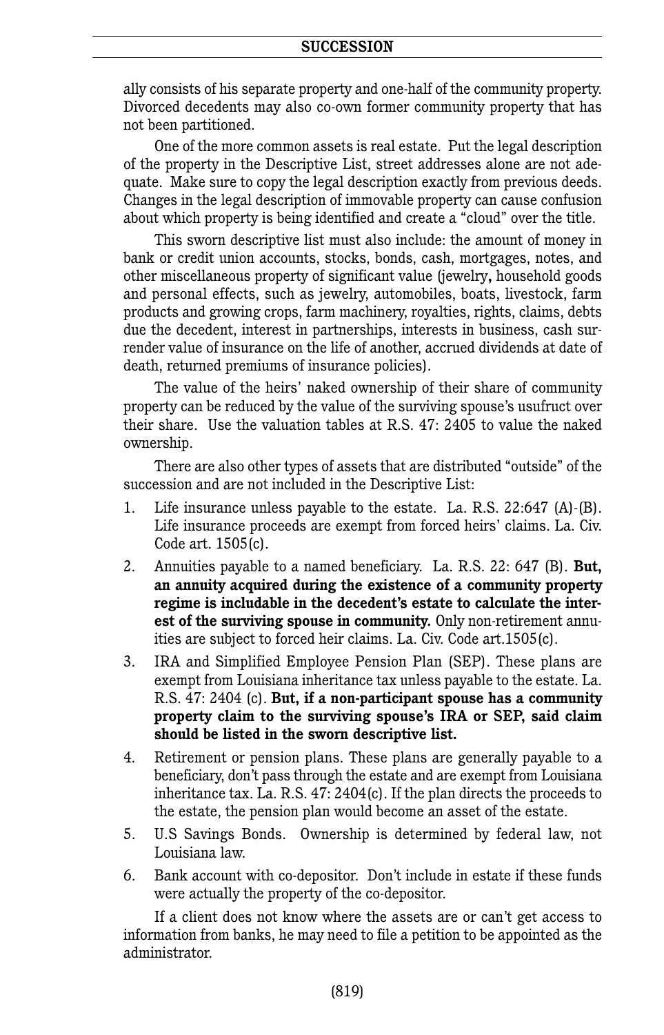ally consists of his separate property and one-half of the community property. Divorced decedents may also co-own former community property that has not been partitioned.

One of the more common assets is real estate. Put the legal description of the property in the Descriptive List, street addresses alone are not adequate. Make sure to copy the legal description exactly from previous deeds. Changes in the legal description of immovable property can cause confusion about which property is being identified and create a "cloud" over the title.

This sworn descriptive list must also include: the amount of money in bank or credit union accounts, stocks, bonds, cash, mortgages, notes, and other miscellaneous property of significant value (jewelry**,** household goods and personal effects, such as jewelry, automobiles, boats, livestock, farm products and growing crops, farm machinery, royalties, rights, claims, debts due the decedent, interest in partnerships, interests in business, cash surrender value of insurance on the life of another, accrued dividends at date of death, returned premiums of insurance policies).

The value of the heirs' naked ownership of their share of community property can be reduced by the value of the surviving spouse's usufruct over their share. Use the valuation tables at R.S. 47: 2405 to value the naked ownership.

There are also other types of assets that are distributed "outside" of the succession and are not included in the Descriptive List:

1. Life insurance unless payable to the estate. La. R.S. 22:647 (A)-(B). Life insurance proceeds are exempt from forced heirs' claims. La. Civ. Code art. 1505(c).
2. Annuities payable to a named beneficiary. La. R.S. 22: 647 (B). **But, an annuity acquired during the existence of a community property regime is includable in the decedent's estate to calculate the interest of the surviving spouse in community.** Only non-retirement annuities are subject to forced heir claims. La. Civ. Code art.1505(c).
3. IRA and Simplified Employee Pension Plan (SEP). These plans are exempt from Louisiana inheritance tax unless payable to the estate. La. R.S. 47: 2404 (c). **But, if a non-participant spouse has a community property claim to the surviving spouse's IRA or SEP, said claim should be listed in the sworn descriptive list.**
4. Retirement or pension plans. These plans are generally payable to a beneficiary, don't pass through the estate and are exempt from Louisiana inheritance tax. La. R.S. 47: 2404(c). If the plan directs the proceeds to the estate, the pension plan would become an asset of the estate.
5. U.S Savings Bonds. Ownership is determined by federal law, not Louisiana law.
6. Bank account with co-depositor. Don't include in estate if these funds were actually the property of the co-depositor.

If a client does not know where the assets are or can't get access to information from banks, he may need to file a petition to be appointed as the administrator.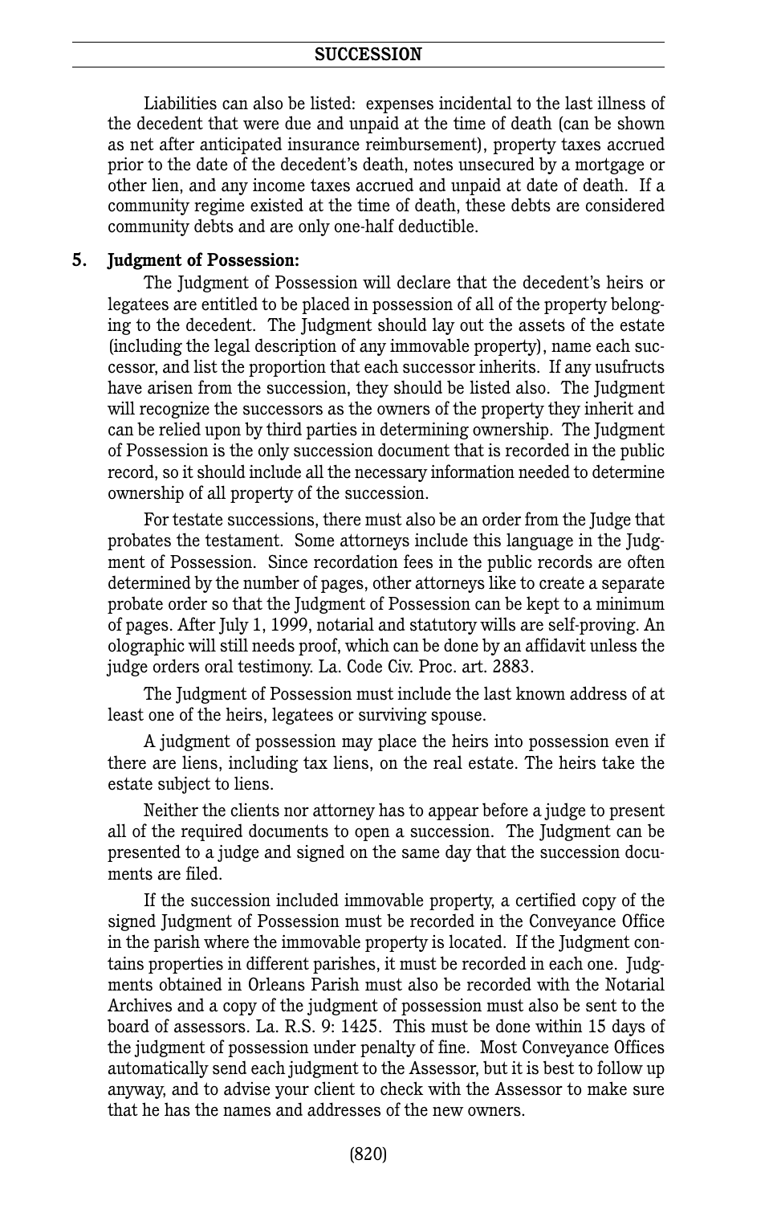Liabilities can also be listed: expenses incidental to the last illness of the decedent that were due and unpaid at the time of death (can be shown as net after anticipated insurance reimbursement), property taxes accrued prior to the date of the decedent's death, notes unsecured by a mortgage or other lien, and any income taxes accrued and unpaid at date of death. If a community regime existed at the time of death, these debts are considered community debts and are only one-half deductible.

**5. Judgment of Possession:**

The Judgment of Possession will declare that the decedent's heirs or legatees are entitled to be placed in possession of all of the property belonging to the decedent. The Judgment should lay out the assets of the estate (including the legal description of any immovable property), name each successor, and list the proportion that each successor inherits. If any usufructs have arisen from the succession, they should be listed also. The Judgment will recognize the successors as the owners of the property they inherit and can be relied upon by third parties in determining ownership. The Judgment of Possession is the only succession document that is recorded in the public record, so it should include all the necessary information needed to determine ownership of all property of the succession.

For testate successions, there must also be an order from the Judge that probates the testament. Some attorneys include this language in the Judgment of Possession. Since recordation fees in the public records are often determined by the number of pages, other attorneys like to create a separate probate order so that the Judgment of Possession can be kept to a minimum of pages. After July 1, 1999, notarial and statutory wills are self-proving. An olographic will still needs proof, which can be done by an affidavit unless the judge orders oral testimony. La. Code Civ. Proc. art. 2883.

The Judgment of Possession must include the last known address of at least one of the heirs, legatees or surviving spouse.

A judgment of possession may place the heirs into possession even if there are liens, including tax liens, on the real estate. The heirs take the estate subject to liens.

Neither the clients nor attorney has to appear before a judge to present all of the required documents to open a succession. The Judgment can be presented to a judge and signed on the same day that the succession documents are filed.

If the succession included immovable property, a certified copy of the signed Judgment of Possession must be recorded in the Conveyance Office in the parish where the immovable property is located. If the Judgment contains properties in different parishes, it must be recorded in each one. Judgments obtained in Orleans Parish must also be recorded with the Notarial Archives and a copy of the judgment of possession must also be sent to the board of assessors. La. R.S. 9: 1425. This must be done within 15 days of the judgment of possession under penalty of fine. Most Conveyance Offices automatically send each judgment to the Assessor, but it is best to follow up anyway, and to advise your client to check with the Assessor to make sure that he has the names and addresses of the new owners.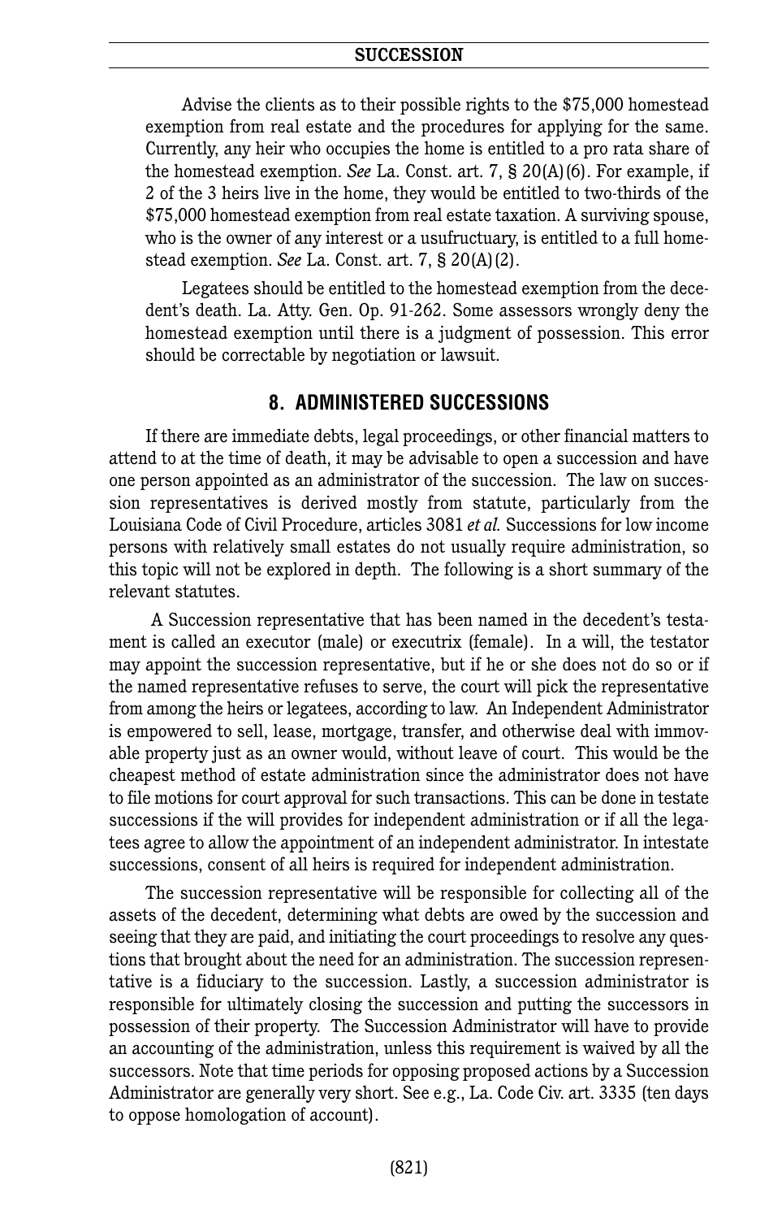Advise the clients as to their possible rights to the $75,000 homestead exemption from real estate and the procedures for applying for the same. Currently, any heir who occupies the home is entitled to a pro rata share of the homestead exemption. *See* La. Const. art. 7, § 20(A)(6). For example, if 2 of the 3 heirs live in the home, they would be entitled to two-thirds of the $75,000 homestead exemption from real estate taxation. A surviving spouse, who is the owner of any interest or a usufructuary, is entitled to a full homestead exemption. *See* La. Const. art. 7, § 20(A)(2).

Legatees should be entitled to the homestead exemption from the decedent's death. La. Atty. Gen. Op. 91-262. Some assessors wrongly deny the homestead exemption until there is a judgment of possession. This error should be correctable by negotiation or lawsuit.

## 8. ADMINISTERED SUCCESSIONS

If there are immediate debts, legal proceedings, or other financial matters to attend to at the time of death, it may be advisable to open a succession and have one person appointed as an administrator of the succession. The law on succession representatives is derived mostly from statute, particularly from the Louisiana Code of Civil Procedure, articles 3081 *et al.* Successions for low income persons with relatively small estates do not usually require administration, so this topic will not be explored in depth. The following is a short summary of the relevant statutes.

A Succession representative that has been named in the decedent's testament is called an executor (male) or executrix (female). In a will, the testator may appoint the succession representative, but if he or she does not do so or if the named representative refuses to serve, the court will pick the representative from among the heirs or legatees, according to law. An Independent Administrator is empowered to sell, lease, mortgage, transfer, and otherwise deal with immovable property just as an owner would, without leave of court. This would be the cheapest method of estate administration since the administrator does not have to file motions for court approval for such transactions. This can be done in testate successions if the will provides for independent administration or if all the legatees agree to allow the appointment of an independent administrator. In intestate successions, consent of all heirs is required for independent administration.

The succession representative will be responsible for collecting all of the assets of the decedent, determining what debts are owed by the succession and seeing that they are paid, and initiating the court proceedings to resolve any questions that brought about the need for an administration. The succession representative is a fiduciary to the succession. Lastly, a succession administrator is responsible for ultimately closing the succession and putting the successors in possession of their property. The Succession Administrator will have to provide an accounting of the administration, unless this requirement is waived by all the successors. Note that time periods for opposing proposed actions by a Succession Administrator are generally very short. See e.g., La. Code Civ. art. 3335 (ten days to oppose homologation of account).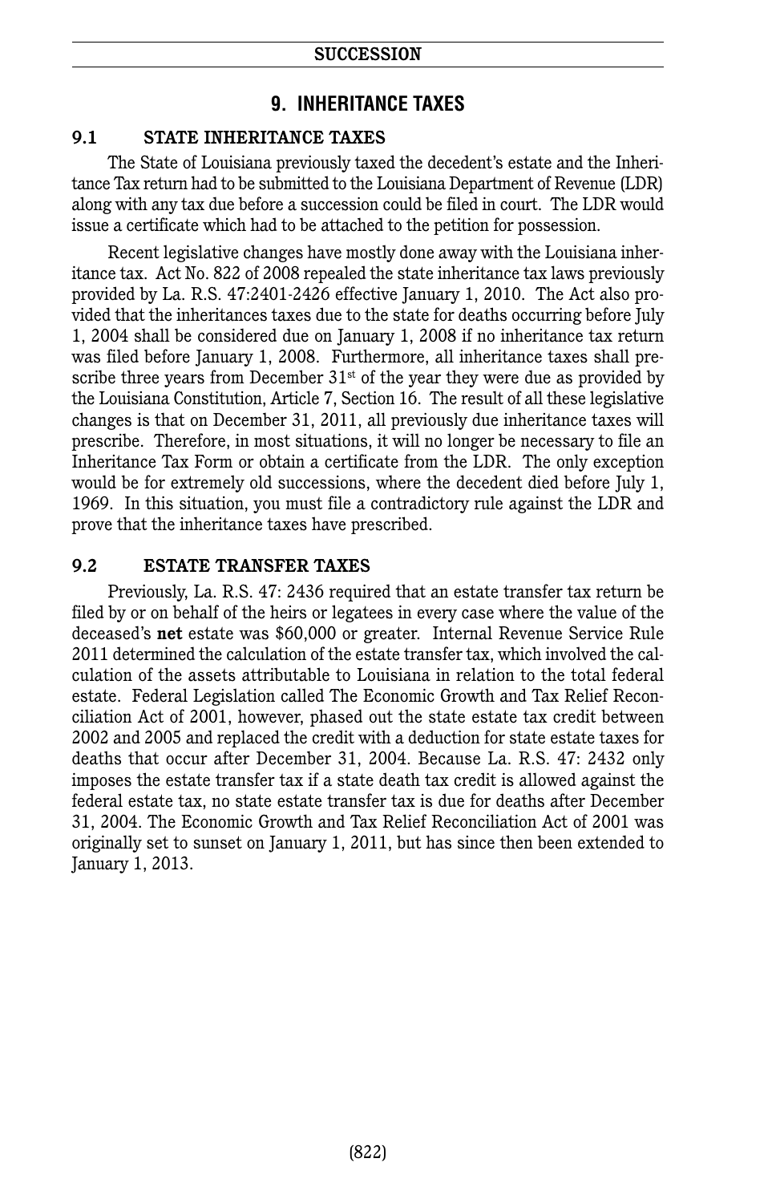## 9. INHERITANCE TAXES

### 9.1 STATE INHERITANCE TAXES

The State of Louisiana previously taxed the decedent's estate and the Inheritance Tax return had to be submitted to the Louisiana Department of Revenue (LDR) along with any tax due before a succession could be filed in court. The LDR would issue a certificate which had to be attached to the petition for possession.

Recent legislative changes have mostly done away with the Louisiana inheritance tax. Act No. 822 of 2008 repealed the state inheritance tax laws previously provided by La. R.S. 47:2401-2426 effective January 1, 2010. The Act also provided that the inheritances taxes due to the state for deaths occurring before July 1, 2004 shall be considered due on January 1, 2008 if no inheritance tax return was filed before January 1, 2008. Furthermore, all inheritance taxes shall prescribe three years from December 31st of the year they were due as provided by the Louisiana Constitution, Article 7, Section 16. The result of all these legislative changes is that on December 31, 2011, all previously due inheritance taxes will prescribe. Therefore, in most situations, it will no longer be necessary to file an Inheritance Tax Form or obtain a certificate from the LDR. The only exception would be for extremely old successions, where the decedent died before July 1, 1969. In this situation, you must file a contradictory rule against the LDR and prove that the inheritance taxes have prescribed.

### 9.2 ESTATE TRANSFER TAXES

Previously, La. R.S. 47: 2436 required that an estate transfer tax return be filed by or on behalf of the heirs or legatees in every case where the value of the deceased's **net** estate was $60,000 or greater. Internal Revenue Service Rule 2011 determined the calculation of the estate transfer tax, which involved the calculation of the assets attributable to Louisiana in relation to the total federal estate. Federal Legislation called The Economic Growth and Tax Relief Reconciliation Act of 2001, however, phased out the state estate tax credit between 2002 and 2005 and replaced the credit with a deduction for state estate taxes for deaths that occur after December 31, 2004. Because La. R.S. 47: 2432 only imposes the estate transfer tax if a state death tax credit is allowed against the federal estate tax, no state estate transfer tax is due for deaths after December 31, 2004. The Economic Growth and Tax Relief Reconciliation Act of 2001 was originally set to sunset on January 1, 2011, but has since then been extended to January 1, 2013.